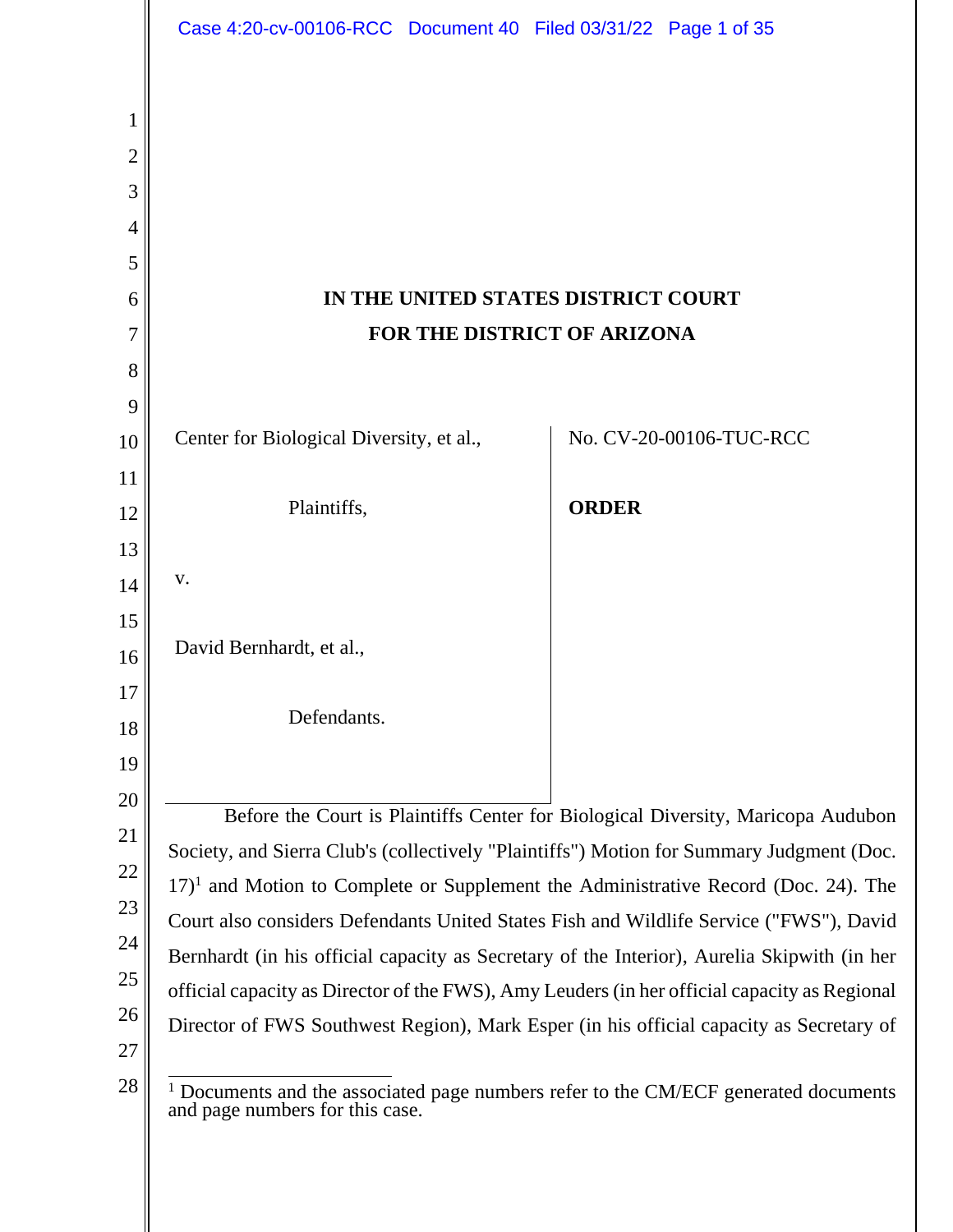**IN THE UNITED STATES DISTRICT COURT**
**FOR THE DISTRICT OF ARIZONA**

| | |
|---|---|
| Center for Biological Diversity, et al., | No. CV-20-00106-TUC-RCC |
| Plaintiffs, | **ORDER** |
| v. | |
| David Bernhardt, et al., | |
| Defendants. | |

Before the Court is Plaintiffs Center for Biological Diversity, Maricopa Audubon Society, and Sierra Club's (collectively "Plaintiffs") Motion for Summary Judgment (Doc. 17)[1] and Motion to Complete or Supplement the Administrative Record (Doc. 24). The Court also considers Defendants United States Fish and Wildlife Service ("FWS"), David Bernhardt (in his official capacity as Secretary of the Interior), Aurelia Skipwith (in her official capacity as Director of the FWS), Amy Leuders (in her official capacity as Regional Director of FWS Southwest Region), Mark Esper (in his official capacity as Secretary of

[1] Documents and the associated page numbers refer to the CM/ECF generated documents and page numbers for this case.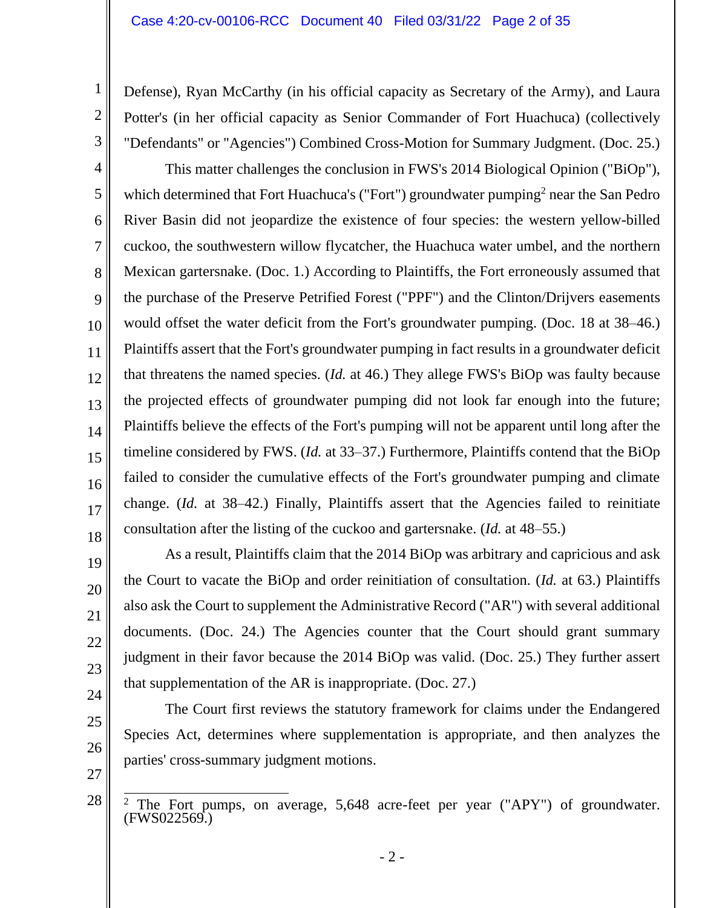Defense), Ryan McCarthy (in his official capacity as Secretary of the Army), and Laura Potter's (in her official capacity as Senior Commander of Fort Huachuca) (collectively "Defendants" or "Agencies") Combined Cross-Motion for Summary Judgment. (Doc. 25.)

This matter challenges the conclusion in FWS's 2014 Biological Opinion ("BiOp"), which determined that Fort Huachuca's ("Fort") groundwater pumping[2] near the San Pedro River Basin did not jeopardize the existence of four species: the western yellow-billed cuckoo, the southwestern willow flycatcher, the Huachuca water umbel, and the northern Mexican gartersnake. (Doc. 1.) According to Plaintiffs, the Fort erroneously assumed that the purchase of the Preserve Petrified Forest ("PPF") and the Clinton/Drijvers easements would offset the water deficit from the Fort's groundwater pumping. (Doc. 18 at 38–46.) Plaintiffs assert that the Fort's groundwater pumping in fact results in a groundwater deficit that threatens the named species. (*Id.* at 46.) They allege FWS's BiOp was faulty because the projected effects of groundwater pumping did not look far enough into the future; Plaintiffs believe the effects of the Fort's pumping will not be apparent until long after the timeline considered by FWS. (*Id.* at 33–37.) Furthermore, Plaintiffs contend that the BiOp failed to consider the cumulative effects of the Fort's groundwater pumping and climate change. (*Id.* at 38–42.) Finally, Plaintiffs assert that the Agencies failed to reinitiate consultation after the listing of the cuckoo and gartersnake. (*Id.* at 48–55.)

As a result, Plaintiffs claim that the 2014 BiOp was arbitrary and capricious and ask the Court to vacate the BiOp and order reinitiation of consultation. (*Id.* at 63.) Plaintiffs also ask the Court to supplement the Administrative Record ("AR") with several additional documents. (Doc. 24.) The Agencies counter that the Court should grant summary judgment in their favor because the 2014 BiOp was valid. (Doc. 25.) They further assert that supplementation of the AR is inappropriate. (Doc. 27.)

The Court first reviews the statutory framework for claims under the Endangered Species Act, determines where supplementation is appropriate, and then analyzes the parties' cross-summary judgment motions.

---

[2] The Fort pumps, on average, 5,648 acre-feet per year ("APY") of groundwater. (FWS022569.)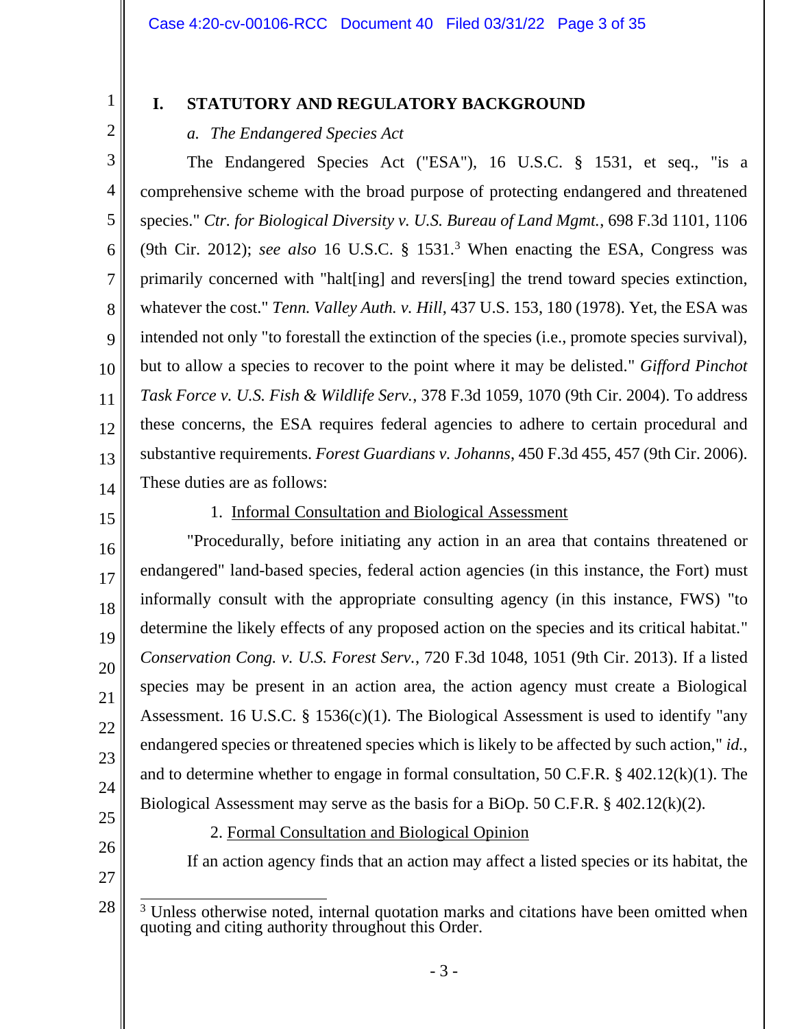## I. STATUTORY AND REGULATORY BACKGROUND

### *a. The Endangered Species Act*

The Endangered Species Act ("ESA"), 16 U.S.C. § 1531, et seq., "is a comprehensive scheme with the broad purpose of protecting endangered and threatened species." *Ctr. for Biological Diversity v. U.S. Bureau of Land Mgmt.*, 698 F.3d 1101, 1106 (9th Cir. 2012); *see also* 16 U.S.C. § 1531.[3] When enacting the ESA, Congress was primarily concerned with "halt[ing] and revers[ing] the trend toward species extinction, whatever the cost." *Tenn. Valley Auth. v. Hill*, 437 U.S. 153, 180 (1978). Yet, the ESA was intended not only "to forestall the extinction of the species (i.e., promote species survival), but to allow a species to recover to the point where it may be delisted." *Gifford Pinchot Task Force v. U.S. Fish & Wildlife Serv.*, 378 F.3d 1059, 1070 (9th Cir. 2004). To address these concerns, the ESA requires federal agencies to adhere to certain procedural and substantive requirements. *Forest Guardians v. Johanns*, 450 F.3d 455, 457 (9th Cir. 2006). These duties are as follows:

1. Informal Consultation and Biological Assessment

"Procedurally, before initiating any action in an area that contains threatened or endangered" land-based species, federal action agencies (in this instance, the Fort) must informally consult with the appropriate consulting agency (in this instance, FWS) "to determine the likely effects of any proposed action on the species and its critical habitat." *Conservation Cong. v. U.S. Forest Serv.*, 720 F.3d 1048, 1051 (9th Cir. 2013). If a listed species may be present in an action area, the action agency must create a Biological Assessment. 16 U.S.C. § 1536(c)(1). The Biological Assessment is used to identify "any endangered species or threatened species which is likely to be affected by such action," *id.*, and to determine whether to engage in formal consultation, 50 C.F.R. § 402.12(k)(1). The Biological Assessment may serve as the basis for a BiOp. 50 C.F.R. § 402.12(k)(2).

2. Formal Consultation and Biological Opinion

If an action agency finds that an action may affect a listed species or its habitat, the

---

[3] Unless otherwise noted, internal quotation marks and citations have been omitted when quoting and citing authority throughout this Order.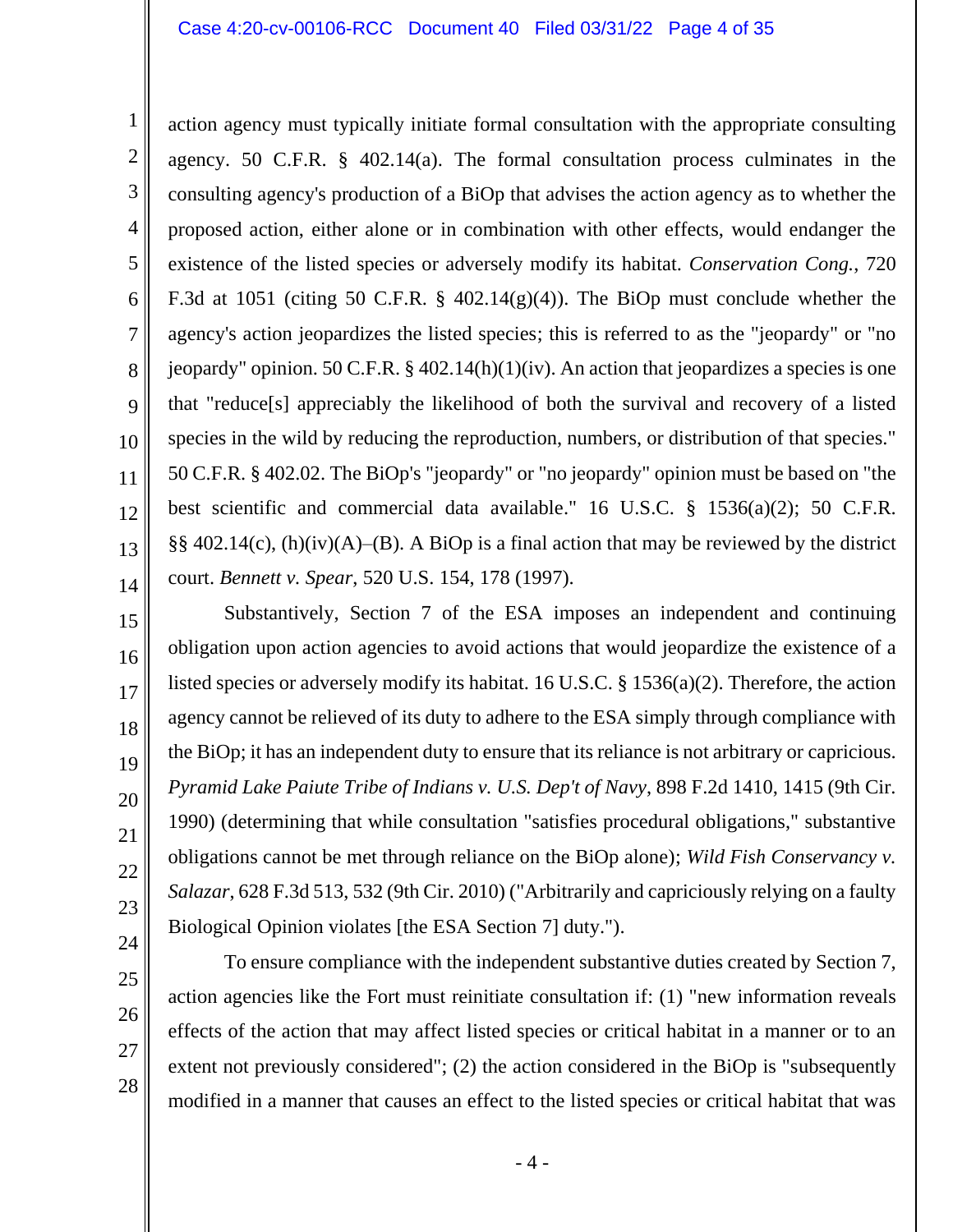action agency must typically initiate formal consultation with the appropriate consulting agency. 50 C.F.R. § 402.14(a). The formal consultation process culminates in the consulting agency's production of a BiOp that advises the action agency as to whether the proposed action, either alone or in combination with other effects, would endanger the existence of the listed species or adversely modify its habitat. *Conservation Cong.*, 720 F.3d at 1051 (citing 50 C.F.R. § 402.14(g)(4)). The BiOp must conclude whether the agency's action jeopardizes the listed species; this is referred to as the "jeopardy" or "no jeopardy" opinion. 50 C.F.R. § 402.14(h)(1)(iv). An action that jeopardizes a species is one that "reduce[s] appreciably the likelihood of both the survival and recovery of a listed species in the wild by reducing the reproduction, numbers, or distribution of that species." 50 C.F.R. § 402.02. The BiOp's "jeopardy" or "no jeopardy" opinion must be based on "the best scientific and commercial data available." 16 U.S.C. § 1536(a)(2); 50 C.F.R. §§ 402.14(c), (h)(iv)(A)–(B). A BiOp is a final action that may be reviewed by the district court. *Bennett v. Spear*, 520 U.S. 154, 178 (1997).

Substantively, Section 7 of the ESA imposes an independent and continuing obligation upon action agencies to avoid actions that would jeopardize the existence of a listed species or adversely modify its habitat. 16 U.S.C. § 1536(a)(2). Therefore, the action agency cannot be relieved of its duty to adhere to the ESA simply through compliance with the BiOp; it has an independent duty to ensure that its reliance is not arbitrary or capricious. *Pyramid Lake Paiute Tribe of Indians v. U.S. Dep't of Navy*, 898 F.2d 1410, 1415 (9th Cir. 1990) (determining that while consultation "satisfies procedural obligations," substantive obligations cannot be met through reliance on the BiOp alone); *Wild Fish Conservancy v. Salazar*, 628 F.3d 513, 532 (9th Cir. 2010) ("Arbitrarily and capriciously relying on a faulty Biological Opinion violates [the ESA Section 7] duty.").

To ensure compliance with the independent substantive duties created by Section 7, action agencies like the Fort must reinitiate consultation if: (1) "new information reveals effects of the action that may affect listed species or critical habitat in a manner or to an extent not previously considered"; (2) the action considered in the BiOp is "subsequently modified in a manner that causes an effect to the listed species or critical habitat that was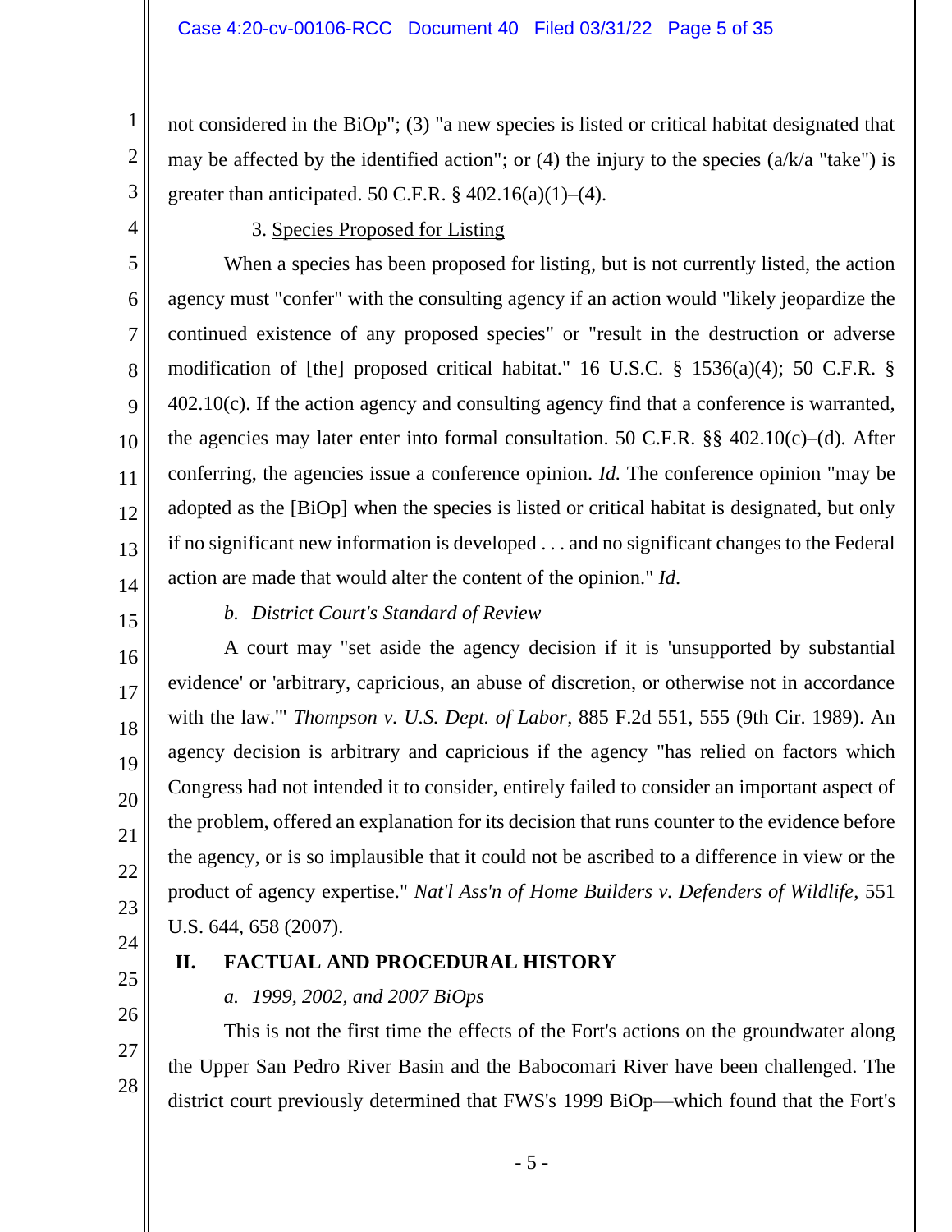not considered in the BiOp"; (3) "a new species is listed or critical habitat designated that may be affected by the identified action"; or (4) the injury to the species (a/k/a "take") is greater than anticipated. 50 C.F.R. § 402.16(a)(1)–(4).

3. Species Proposed for Listing

When a species has been proposed for listing, but is not currently listed, the action agency must "confer" with the consulting agency if an action would "likely jeopardize the continued existence of any proposed species" or "result in the destruction or adverse modification of [the] proposed critical habitat." 16 U.S.C. § 1536(a)(4); 50 C.F.R. § 402.10(c). If the action agency and consulting agency find that a conference is warranted, the agencies may later enter into formal consultation. 50 C.F.R. §§ 402.10(c)–(d). After conferring, the agencies issue a conference opinion. *Id.* The conference opinion "may be adopted as the [BiOp] when the species is listed or critical habitat is designated, but only if no significant new information is developed . . . and no significant changes to the Federal action are made that would alter the content of the opinion." *Id.*

*b. District Court's Standard of Review*

A court may "set aside the agency decision if it is 'unsupported by substantial evidence' or 'arbitrary, capricious, an abuse of discretion, or otherwise not in accordance with the law.'" *Thompson v. U.S. Dept. of Labor*, 885 F.2d 551, 555 (9th Cir. 1989). An agency decision is arbitrary and capricious if the agency "has relied on factors which Congress had not intended it to consider, entirely failed to consider an important aspect of the problem, offered an explanation for its decision that runs counter to the evidence before the agency, or is so implausible that it could not be ascribed to a difference in view or the product of agency expertise." *Nat'l Ass'n of Home Builders v. Defenders of Wildlife*, 551 U.S. 644, 658 (2007).

## II. FACTUAL AND PROCEDURAL HISTORY

*a. 1999, 2002, and 2007 BiOps*

This is not the first time the effects of the Fort's actions on the groundwater along the Upper San Pedro River Basin and the Babocomari River have been challenged. The district court previously determined that FWS's 1999 BiOp—which found that the Fort's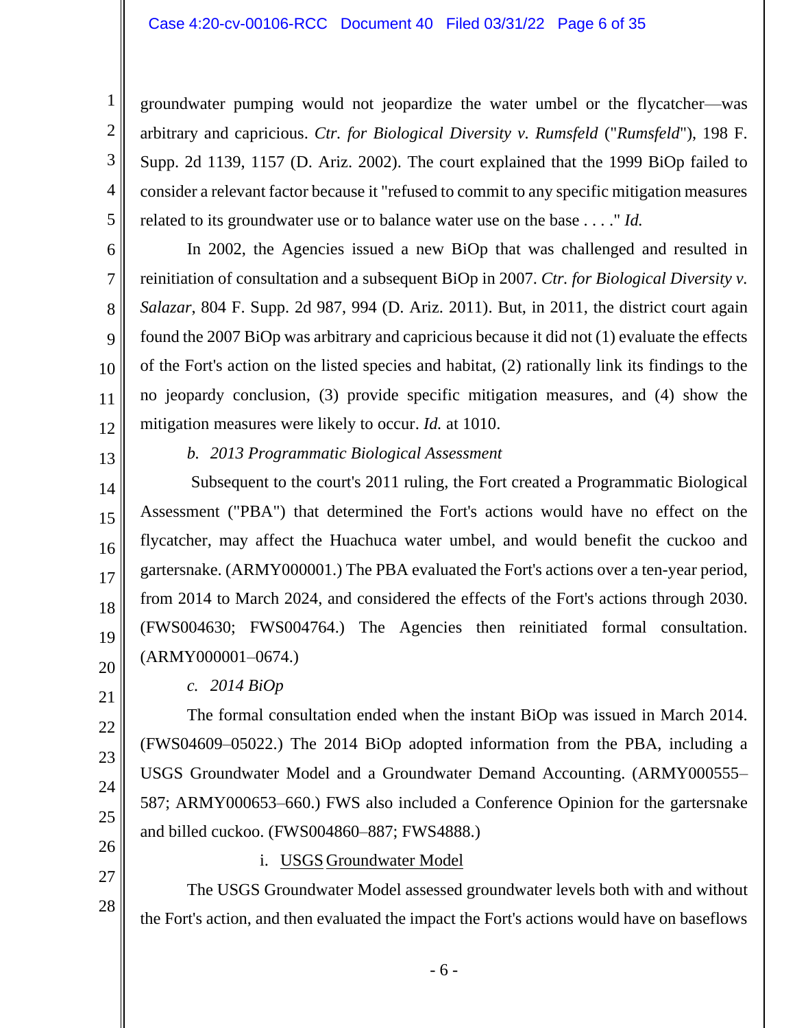groundwater pumping would not jeopardize the water umbel or the flycatcher—was arbitrary and capricious. *Ctr. for Biological Diversity v. Rumsfeld* ("*Rumsfeld*"), 198 F. Supp. 2d 1139, 1157 (D. Ariz. 2002). The court explained that the 1999 BiOp failed to consider a relevant factor because it "refused to commit to any specific mitigation measures related to its groundwater use or to balance water use on the base . . . ." *Id.*

In 2002, the Agencies issued a new BiOp that was challenged and resulted in reinitiation of consultation and a subsequent BiOp in 2007. *Ctr. for Biological Diversity v. Salazar*, 804 F. Supp. 2d 987, 994 (D. Ariz. 2011). But, in 2011, the district court again found the 2007 BiOp was arbitrary and capricious because it did not (1) evaluate the effects of the Fort's action on the listed species and habitat, (2) rationally link its findings to the no jeopardy conclusion, (3) provide specific mitigation measures, and (4) show the mitigation measures were likely to occur. *Id.* at 1010.

*b. 2013 Programmatic Biological Assessment*

Subsequent to the court's 2011 ruling, the Fort created a Programmatic Biological Assessment ("PBA") that determined the Fort's actions would have no effect on the flycatcher, may affect the Huachuca water umbel, and would benefit the cuckoo and gartersnake. (ARMY000001.) The PBA evaluated the Fort's actions over a ten-year period, from 2014 to March 2024, and considered the effects of the Fort's actions through 2030. (FWS004630; FWS004764.) The Agencies then reinitiated formal consultation. (ARMY000001–0674.)

*c. 2014 BiOp*

The formal consultation ended when the instant BiOp was issued in March 2014. (FWS04609–05022.) The 2014 BiOp adopted information from the PBA, including a USGS Groundwater Model and a Groundwater Demand Accounting. (ARMY000555–587; ARMY000653–660.) FWS also included a Conference Opinion for the gartersnake and billed cuckoo. (FWS004860–887; FWS4888.)

i. USGS Groundwater Model

The USGS Groundwater Model assessed groundwater levels both with and without the Fort's action, and then evaluated the impact the Fort's actions would have on baseflows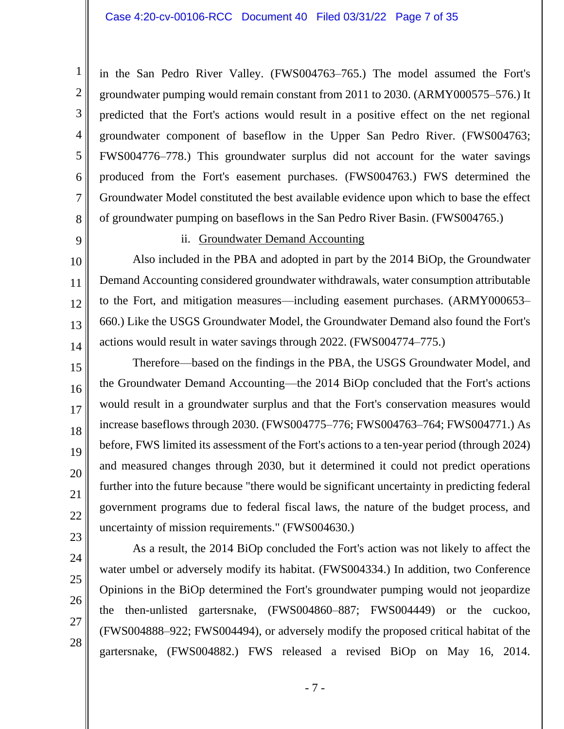in the San Pedro River Valley. (FWS004763–765.) The model assumed the Fort's groundwater pumping would remain constant from 2011 to 2030. (ARMY000575–576.) It predicted that the Fort's actions would result in a positive effect on the net regional groundwater component of baseflow in the Upper San Pedro River. (FWS004763; FWS004776–778.) This groundwater surplus did not account for the water savings produced from the Fort's easement purchases. (FWS004763.) FWS determined the Groundwater Model constituted the best available evidence upon which to base the effect of groundwater pumping on baseflows in the San Pedro River Basin. (FWS004765.)

ii. Groundwater Demand Accounting

Also included in the PBA and adopted in part by the 2014 BiOp, the Groundwater Demand Accounting considered groundwater withdrawals, water consumption attributable to the Fort, and mitigation measures—including easement purchases. (ARMY000653–660.) Like the USGS Groundwater Model, the Groundwater Demand also found the Fort's actions would result in water savings through 2022. (FWS004774–775.)

Therefore—based on the findings in the PBA, the USGS Groundwater Model, and the Groundwater Demand Accounting—the 2014 BiOp concluded that the Fort's actions would result in a groundwater surplus and that the Fort's conservation measures would increase baseflows through 2030. (FWS004775–776; FWS004763–764; FWS004771.) As before, FWS limited its assessment of the Fort's actions to a ten-year period (through 2024) and measured changes through 2030, but it determined it could not predict operations further into the future because "there would be significant uncertainty in predicting federal government programs due to federal fiscal laws, the nature of the budget process, and uncertainty of mission requirements." (FWS004630.)

As a result, the 2014 BiOp concluded the Fort's action was not likely to affect the water umbel or adversely modify its habitat. (FWS004334.) In addition, two Conference Opinions in the BiOp determined the Fort's groundwater pumping would not jeopardize the then-unlisted gartersnake, (FWS004860–887; FWS004449) or the cuckoo, (FWS004888–922; FWS004494), or adversely modify the proposed critical habitat of the gartersnake, (FWS004882.) FWS released a revised BiOp on May 16, 2014.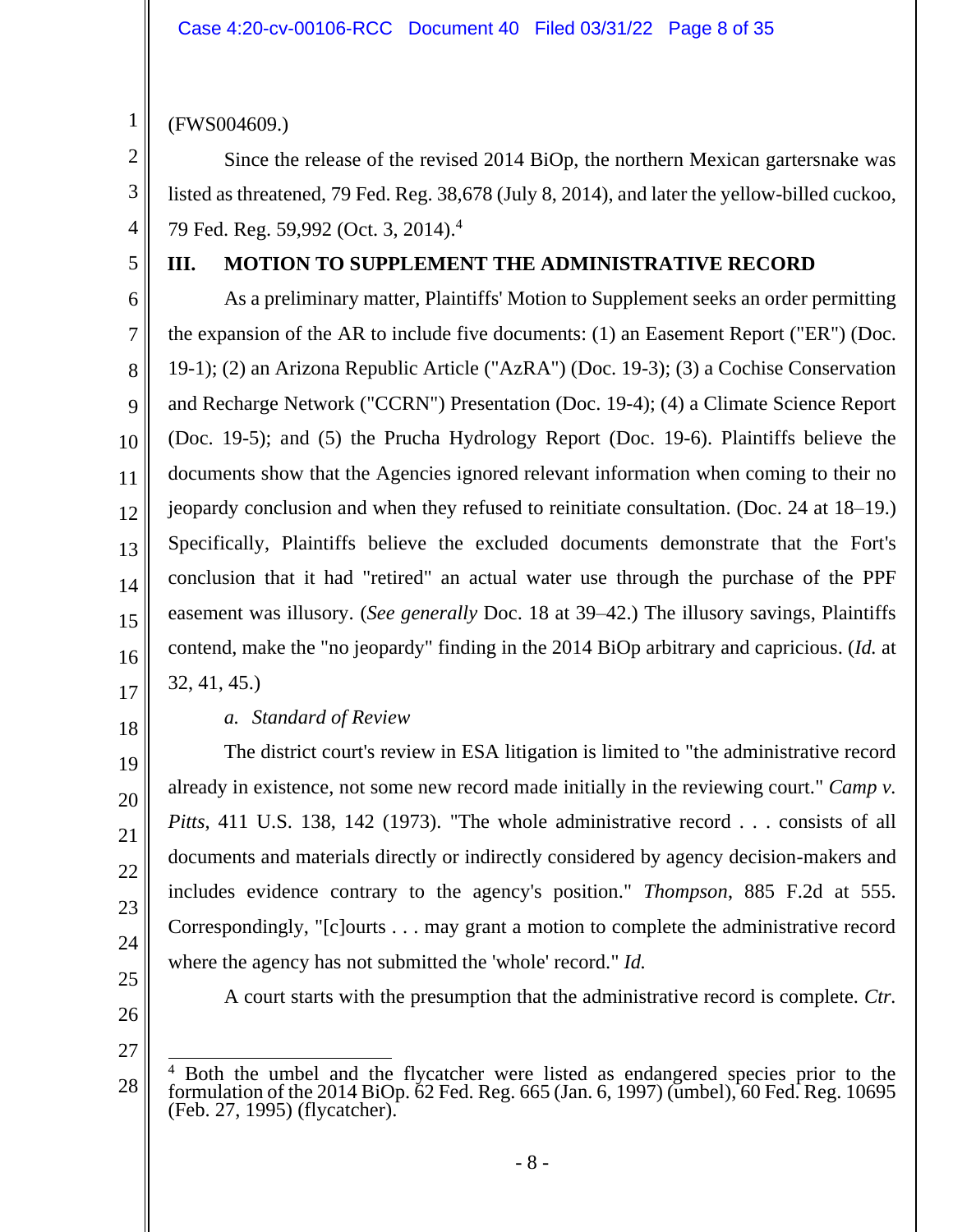(FWS004609.)

Since the release of the revised 2014 BiOp, the northern Mexican gartersnake was listed as threatened, 79 Fed. Reg. 38,678 (July 8, 2014), and later the yellow-billed cuckoo, 79 Fed. Reg. 59,992 (Oct. 3, 2014).[4]

## III. MOTION TO SUPPLEMENT THE ADMINISTRATIVE RECORD

As a preliminary matter, Plaintiffs' Motion to Supplement seeks an order permitting the expansion of the AR to include five documents: (1) an Easement Report ("ER") (Doc. 19-1); (2) an Arizona Republic Article ("AzRA") (Doc. 19-3); (3) a Cochise Conservation and Recharge Network ("CCRN") Presentation (Doc. 19-4); (4) a Climate Science Report (Doc. 19-5); and (5) the Prucha Hydrology Report (Doc. 19-6). Plaintiffs believe the documents show that the Agencies ignored relevant information when coming to their no jeopardy conclusion and when they refused to reinitiate consultation. (Doc. 24 at 18–19.) Specifically, Plaintiffs believe the excluded documents demonstrate that the Fort's conclusion that it had "retired" an actual water use through the purchase of the PPF easement was illusory. (*See generally* Doc. 18 at 39–42.) The illusory savings, Plaintiffs contend, make the "no jeopardy" finding in the 2014 BiOp arbitrary and capricious. (*Id.* at 32, 41, 45.)

### *a. Standard of Review*

The district court's review in ESA litigation is limited to "the administrative record already in existence, not some new record made initially in the reviewing court." *Camp v. Pitts*, 411 U.S. 138, 142 (1973). "The whole administrative record . . . consists of all documents and materials directly or indirectly considered by agency decision-makers and includes evidence contrary to the agency's position." *Thompson*, 885 F.2d at 555. Correspondingly, "[c]ourts . . . may grant a motion to complete the administrative record where the agency has not submitted the 'whole' record." *Id.*

A court starts with the presumption that the administrative record is complete. *Ctr.*

---

[4] Both the umbel and the flycatcher were listed as endangered species prior to the formulation of the 2014 BiOp. 62 Fed. Reg. 665 (Jan. 6, 1997) (umbel), 60 Fed. Reg. 10695 (Feb. 27, 1995) (flycatcher).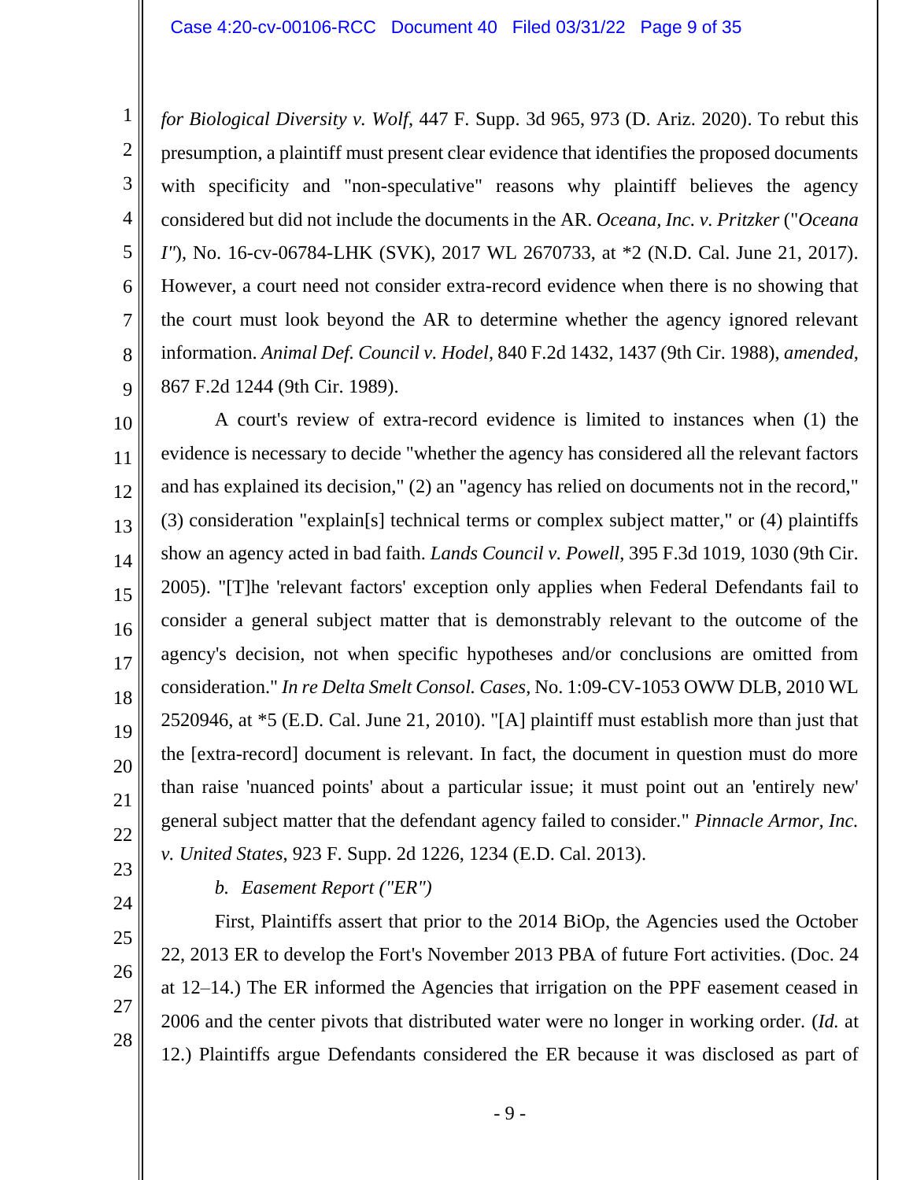*for Biological Diversity v. Wolf*, 447 F. Supp. 3d 965, 973 (D. Ariz. 2020). To rebut this presumption, a plaintiff must present clear evidence that identifies the proposed documents with specificity and "non-speculative" reasons why plaintiff believes the agency considered but did not include the documents in the AR. *Oceana, Inc. v. Pritzker* ("*Oceana I*"), No. 16-cv-06784-LHK (SVK), 2017 WL 2670733, at *2 (N.D. Cal. June 21, 2017). However, a court need not consider extra-record evidence when there is no showing that the court must look beyond the AR to determine whether the agency ignored relevant information. *Animal Def. Council v. Hodel*, 840 F.2d 1432, 1437 (9th Cir. 1988), *amended*, 867 F.2d 1244 (9th Cir. 1989).

A court's review of extra-record evidence is limited to instances when (1) the evidence is necessary to decide "whether the agency has considered all the relevant factors and has explained its decision," (2) an "agency has relied on documents not in the record," (3) consideration "explain[s] technical terms or complex subject matter," or (4) plaintiffs show an agency acted in bad faith. *Lands Council v. Powell*, 395 F.3d 1019, 1030 (9th Cir. 2005). "[T]he 'relevant factors' exception only applies when Federal Defendants fail to consider a general subject matter that is demonstrably relevant to the outcome of the agency's decision, not when specific hypotheses and/or conclusions are omitted from consideration." *In re Delta Smelt Consol. Cases*, No. 1:09-CV-1053 OWW DLB, 2010 WL 2520946, at *5 (E.D. Cal. June 21, 2010). "[A] plaintiff must establish more than just that the [extra-record] document is relevant. In fact, the document in question must do more than raise 'nuanced points' about a particular issue; it must point out an 'entirely new' general subject matter that the defendant agency failed to consider." *Pinnacle Armor, Inc. v. United States*, 923 F. Supp. 2d 1226, 1234 (E.D. Cal. 2013).

*b. Easement Report ("ER")*

First, Plaintiffs assert that prior to the 2014 BiOp, the Agencies used the October 22, 2013 ER to develop the Fort's November 2013 PBA of future Fort activities. (Doc. 24 at 12–14.) The ER informed the Agencies that irrigation on the PPF easement ceased in 2006 and the center pivots that distributed water were no longer in working order. (*Id.* at 12.) Plaintiffs argue Defendants considered the ER because it was disclosed as part of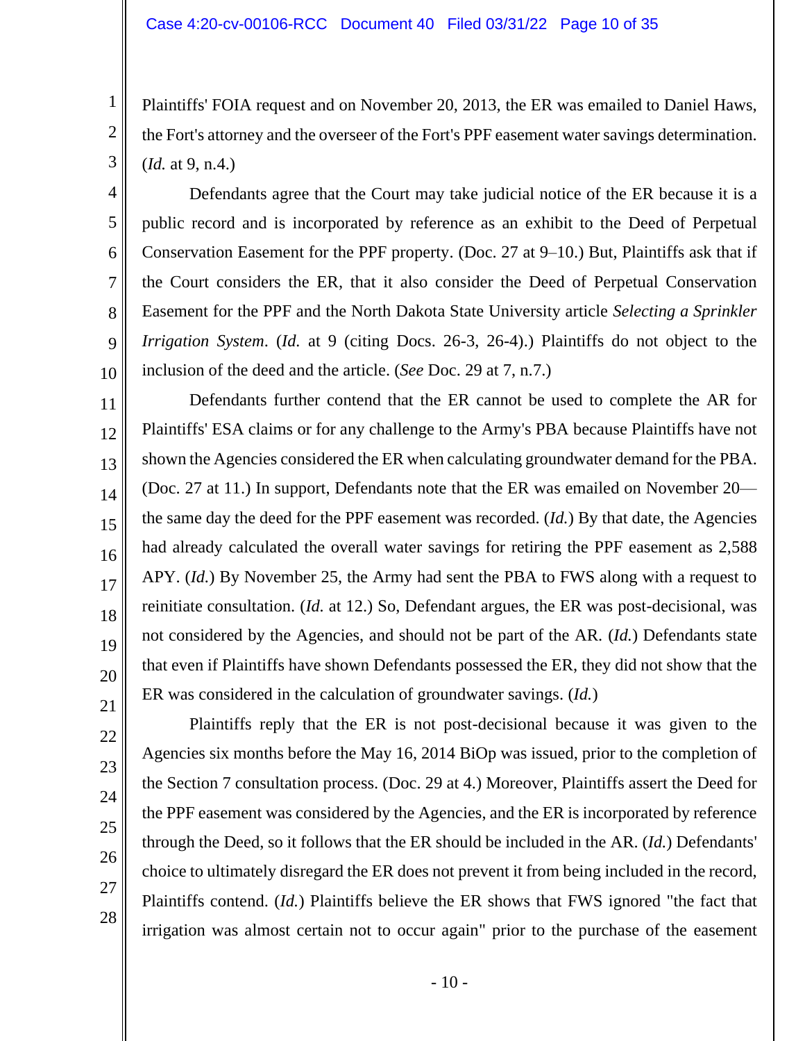Plaintiffs' FOIA request and on November 20, 2013, the ER was emailed to Daniel Haws, the Fort's attorney and the overseer of the Fort's PPF easement water savings determination. (*Id.* at 9, n.4.)

Defendants agree that the Court may take judicial notice of the ER because it is a public record and is incorporated by reference as an exhibit to the Deed of Perpetual Conservation Easement for the PPF property. (Doc. 27 at 9–10.) But, Plaintiffs ask that if the Court considers the ER, that it also consider the Deed of Perpetual Conservation Easement for the PPF and the North Dakota State University article *Selecting a Sprinkler Irrigation System*. (*Id.* at 9 (citing Docs. 26-3, 26-4).) Plaintiffs do not object to the inclusion of the deed and the article. (*See* Doc. 29 at 7, n.7.)

Defendants further contend that the ER cannot be used to complete the AR for Plaintiffs' ESA claims or for any challenge to the Army's PBA because Plaintiffs have not shown the Agencies considered the ER when calculating groundwater demand for the PBA. (Doc. 27 at 11.) In support, Defendants note that the ER was emailed on November 20—the same day the deed for the PPF easement was recorded. (*Id.*) By that date, the Agencies had already calculated the overall water savings for retiring the PPF easement as 2,588 APY. (*Id.*) By November 25, the Army had sent the PBA to FWS along with a request to reinitiate consultation. (*Id.* at 12.) So, Defendant argues, the ER was post-decisional, was not considered by the Agencies, and should not be part of the AR. (*Id.*) Defendants state that even if Plaintiffs have shown Defendants possessed the ER, they did not show that the ER was considered in the calculation of groundwater savings. (*Id.*)

Plaintiffs reply that the ER is not post-decisional because it was given to the Agencies six months before the May 16, 2014 BiOp was issued, prior to the completion of the Section 7 consultation process. (Doc. 29 at 4.) Moreover, Plaintiffs assert the Deed for the PPF easement was considered by the Agencies, and the ER is incorporated by reference through the Deed, so it follows that the ER should be included in the AR. (*Id.*) Defendants' choice to ultimately disregard the ER does not prevent it from being included in the record, Plaintiffs contend. (*Id.*) Plaintiffs believe the ER shows that FWS ignored "the fact that irrigation was almost certain not to occur again" prior to the purchase of the easement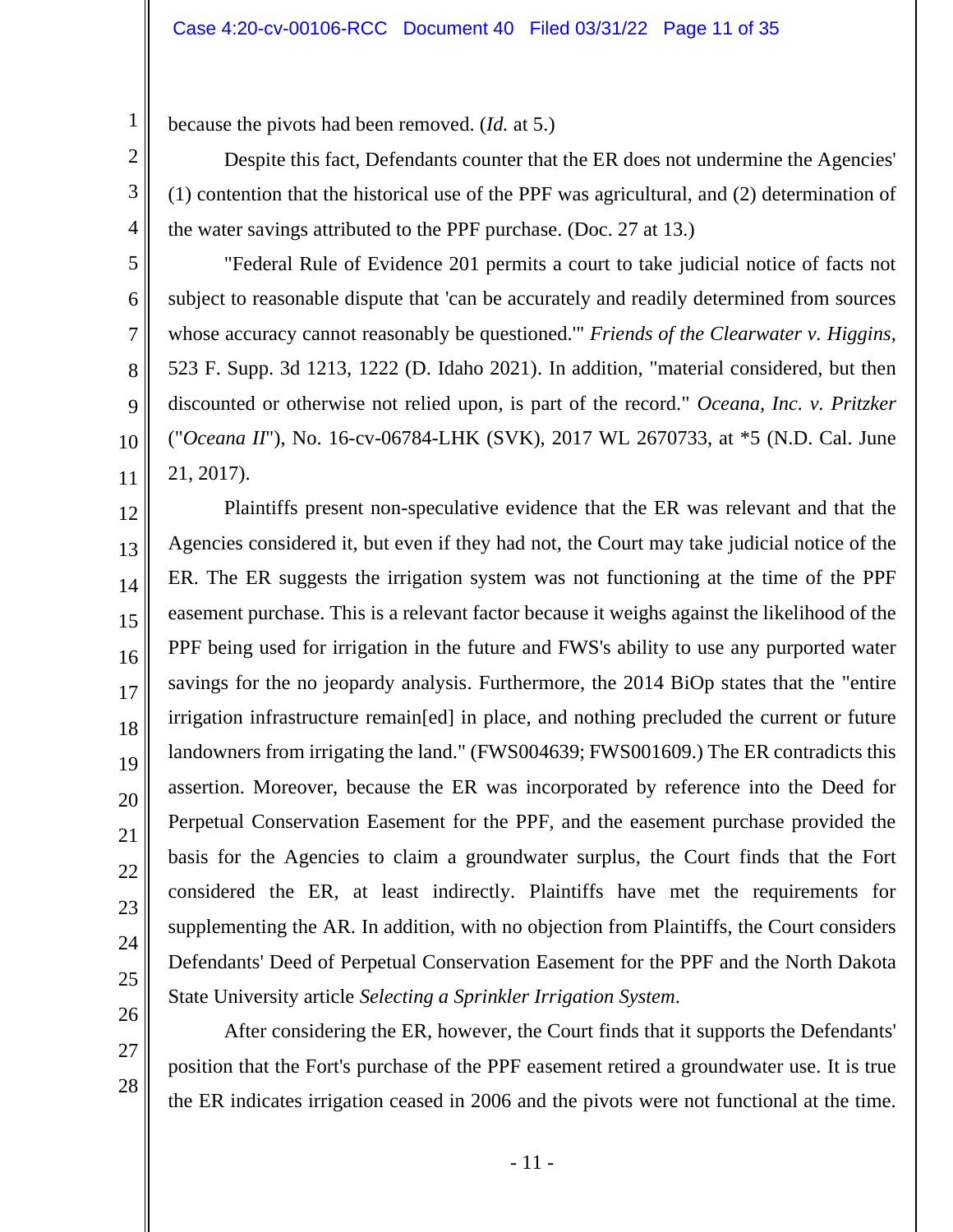because the pivots had been removed. (*Id.* at 5.)

Despite this fact, Defendants counter that the ER does not undermine the Agencies' (1) contention that the historical use of the PPF was agricultural, and (2) determination of the water savings attributed to the PPF purchase. (Doc. 27 at 13.)

"Federal Rule of Evidence 201 permits a court to take judicial notice of facts not subject to reasonable dispute that 'can be accurately and readily determined from sources whose accuracy cannot reasonably be questioned.'" *Friends of the Clearwater v. Higgins*, 523 F. Supp. 3d 1213, 1222 (D. Idaho 2021). In addition, "material considered, but then discounted or otherwise not relied upon, is part of the record." *Oceana, Inc. v. Pritzker* ("*Oceana II*"), No. 16-cv-06784-LHK (SVK), 2017 WL 2670733, at *5 (N.D. Cal. June 21, 2017).

Plaintiffs present non-speculative evidence that the ER was relevant and that the Agencies considered it, but even if they had not, the Court may take judicial notice of the ER. The ER suggests the irrigation system was not functioning at the time of the PPF easement purchase. This is a relevant factor because it weighs against the likelihood of the PPF being used for irrigation in the future and FWS's ability to use any purported water savings for the no jeopardy analysis. Furthermore, the 2014 BiOp states that the "entire irrigation infrastructure remain[ed] in place, and nothing precluded the current or future landowners from irrigating the land." (FWS004639; FWS001609.) The ER contradicts this assertion. Moreover, because the ER was incorporated by reference into the Deed for Perpetual Conservation Easement for the PPF, and the easement purchase provided the basis for the Agencies to claim a groundwater surplus, the Court finds that the Fort considered the ER, at least indirectly. Plaintiffs have met the requirements for supplementing the AR. In addition, with no objection from Plaintiffs, the Court considers Defendants' Deed of Perpetual Conservation Easement for the PPF and the North Dakota State University article *Selecting a Sprinkler Irrigation System*.

After considering the ER, however, the Court finds that it supports the Defendants' position that the Fort's purchase of the PPF easement retired a groundwater use. It is true the ER indicates irrigation ceased in 2006 and the pivots were not functional at the time.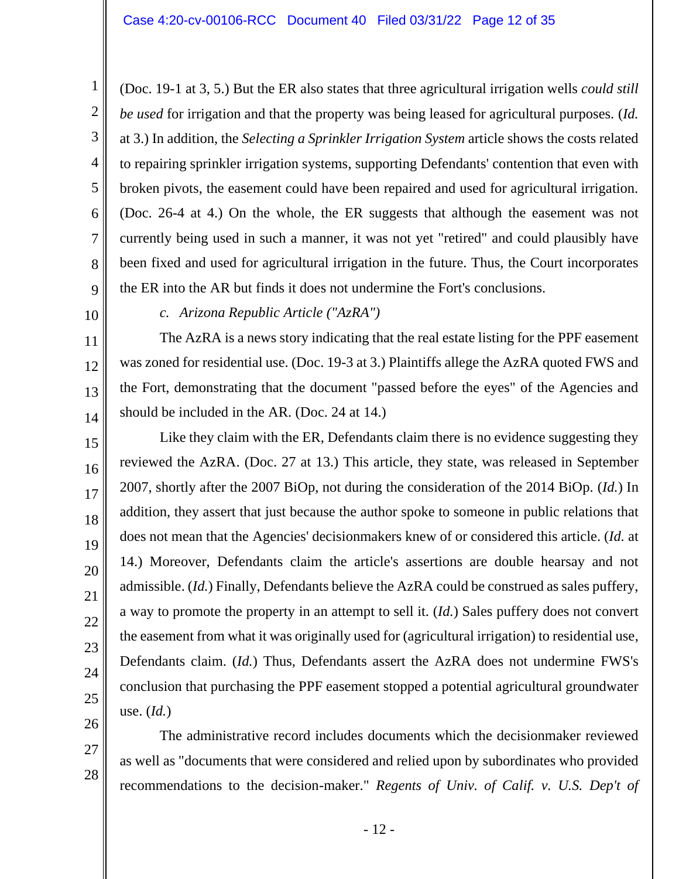(Doc. 19-1 at 3, 5.) But the ER also states that three agricultural irrigation wells *could still be used* for irrigation and that the property was being leased for agricultural purposes. (*Id.* at 3.) In addition, the *Selecting a Sprinkler Irrigation System* article shows the costs related to repairing sprinkler irrigation systems, supporting Defendants' contention that even with broken pivots, the easement could have been repaired and used for agricultural irrigation. (Doc. 26-4 at 4.) On the whole, the ER suggests that although the easement was not currently being used in such a manner, it was not yet "retired" and could plausibly have been fixed and used for agricultural irrigation in the future. Thus, the Court incorporates the ER into the AR but finds it does not undermine the Fort's conclusions.

*c. Arizona Republic Article ("AzRA")*

The AzRA is a news story indicating that the real estate listing for the PPF easement was zoned for residential use. (Doc. 19-3 at 3.) Plaintiffs allege the AzRA quoted FWS and the Fort, demonstrating that the document "passed before the eyes" of the Agencies and should be included in the AR. (Doc. 24 at 14.)

Like they claim with the ER, Defendants claim there is no evidence suggesting they reviewed the AzRA. (Doc. 27 at 13.) This article, they state, was released in September 2007, shortly after the 2007 BiOp, not during the consideration of the 2014 BiOp. (*Id.*) In addition, they assert that just because the author spoke to someone in public relations that does not mean that the Agencies' decisionmakers knew of or considered this article. (*Id.* at 14.) Moreover, Defendants claim the article's assertions are double hearsay and not admissible. (*Id.*) Finally, Defendants believe the AzRA could be construed as sales puffery, a way to promote the property in an attempt to sell it. (*Id.*) Sales puffery does not convert the easement from what it was originally used for (agricultural irrigation) to residential use, Defendants claim. (*Id.*) Thus, Defendants assert the AzRA does not undermine FWS's conclusion that purchasing the PPF easement stopped a potential agricultural groundwater use. (*Id.*)

The administrative record includes documents which the decisionmaker reviewed as well as "documents that were considered and relied upon by subordinates who provided recommendations to the decision-maker." *Regents of Univ. of Calif. v. U.S. Dep't of*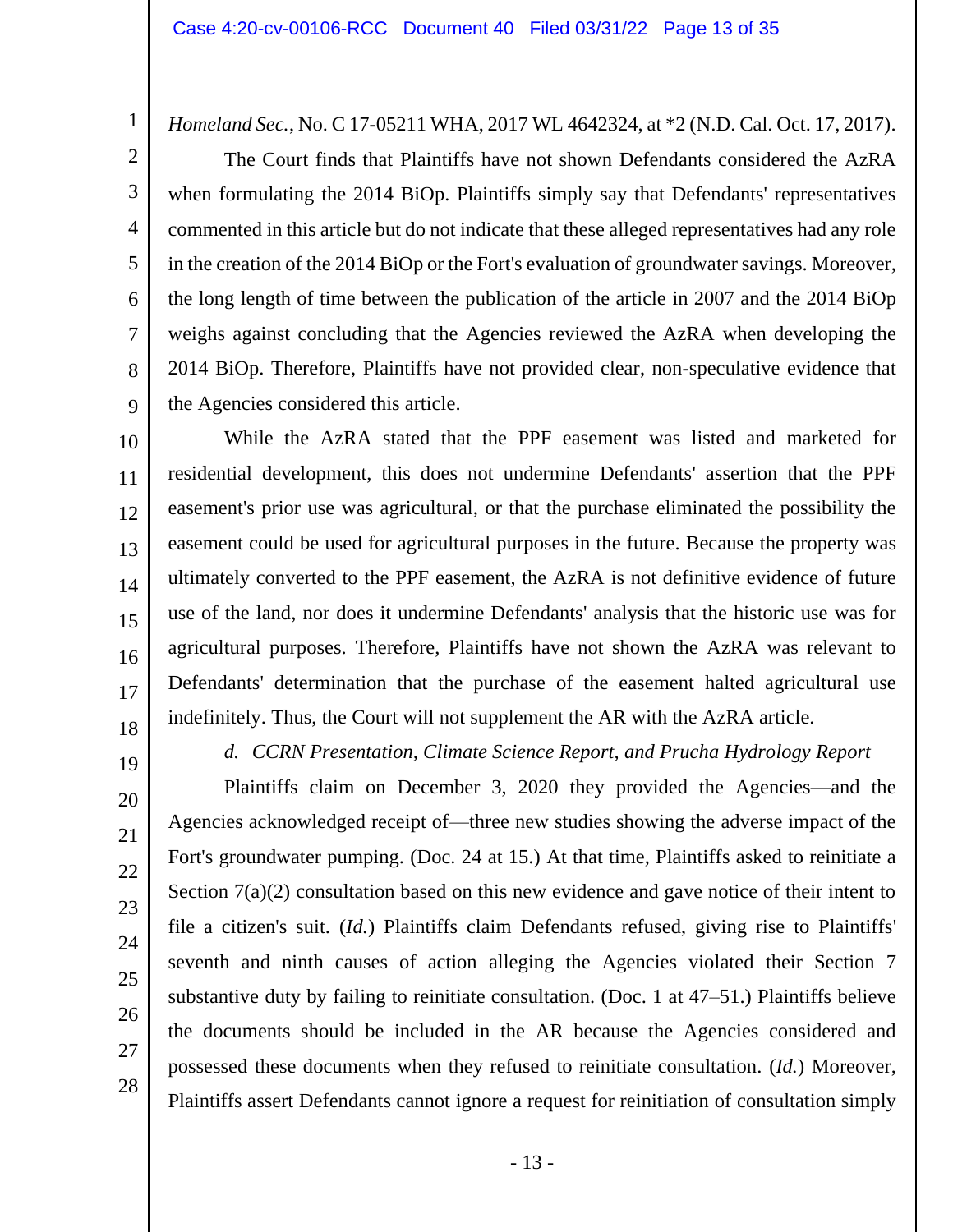*Homeland Sec.*, No. C 17-05211 WHA, 2017 WL 4642324, at *2 (N.D. Cal. Oct. 17, 2017).

The Court finds that Plaintiffs have not shown Defendants considered the AzRA when formulating the 2014 BiOp. Plaintiffs simply say that Defendants' representatives commented in this article but do not indicate that these alleged representatives had any role in the creation of the 2014 BiOp or the Fort's evaluation of groundwater savings. Moreover, the long length of time between the publication of the article in 2007 and the 2014 BiOp weighs against concluding that the Agencies reviewed the AzRA when developing the 2014 BiOp. Therefore, Plaintiffs have not provided clear, non-speculative evidence that the Agencies considered this article.

While the AzRA stated that the PPF easement was listed and marketed for residential development, this does not undermine Defendants' assertion that the PPF easement's prior use was agricultural, or that the purchase eliminated the possibility the easement could be used for agricultural purposes in the future. Because the property was ultimately converted to the PPF easement, the AzRA is not definitive evidence of future use of the land, nor does it undermine Defendants' analysis that the historic use was for agricultural purposes. Therefore, Plaintiffs have not shown the AzRA was relevant to Defendants' determination that the purchase of the easement halted agricultural use indefinitely. Thus, the Court will not supplement the AR with the AzRA article.

*d. CCRN Presentation, Climate Science Report, and Prucha Hydrology Report*

Plaintiffs claim on December 3, 2020 they provided the Agencies—and the Agencies acknowledged receipt of—three new studies showing the adverse impact of the Fort's groundwater pumping. (Doc. 24 at 15.) At that time, Plaintiffs asked to reinitiate a Section 7(a)(2) consultation based on this new evidence and gave notice of their intent to file a citizen's suit. (*Id.*) Plaintiffs claim Defendants refused, giving rise to Plaintiffs' seventh and ninth causes of action alleging the Agencies violated their Section 7 substantive duty by failing to reinitiate consultation. (Doc. 1 at 47–51.) Plaintiffs believe the documents should be included in the AR because the Agencies considered and possessed these documents when they refused to reinitiate consultation. (*Id.*) Moreover, Plaintiffs assert Defendants cannot ignore a request for reinitiation of consultation simply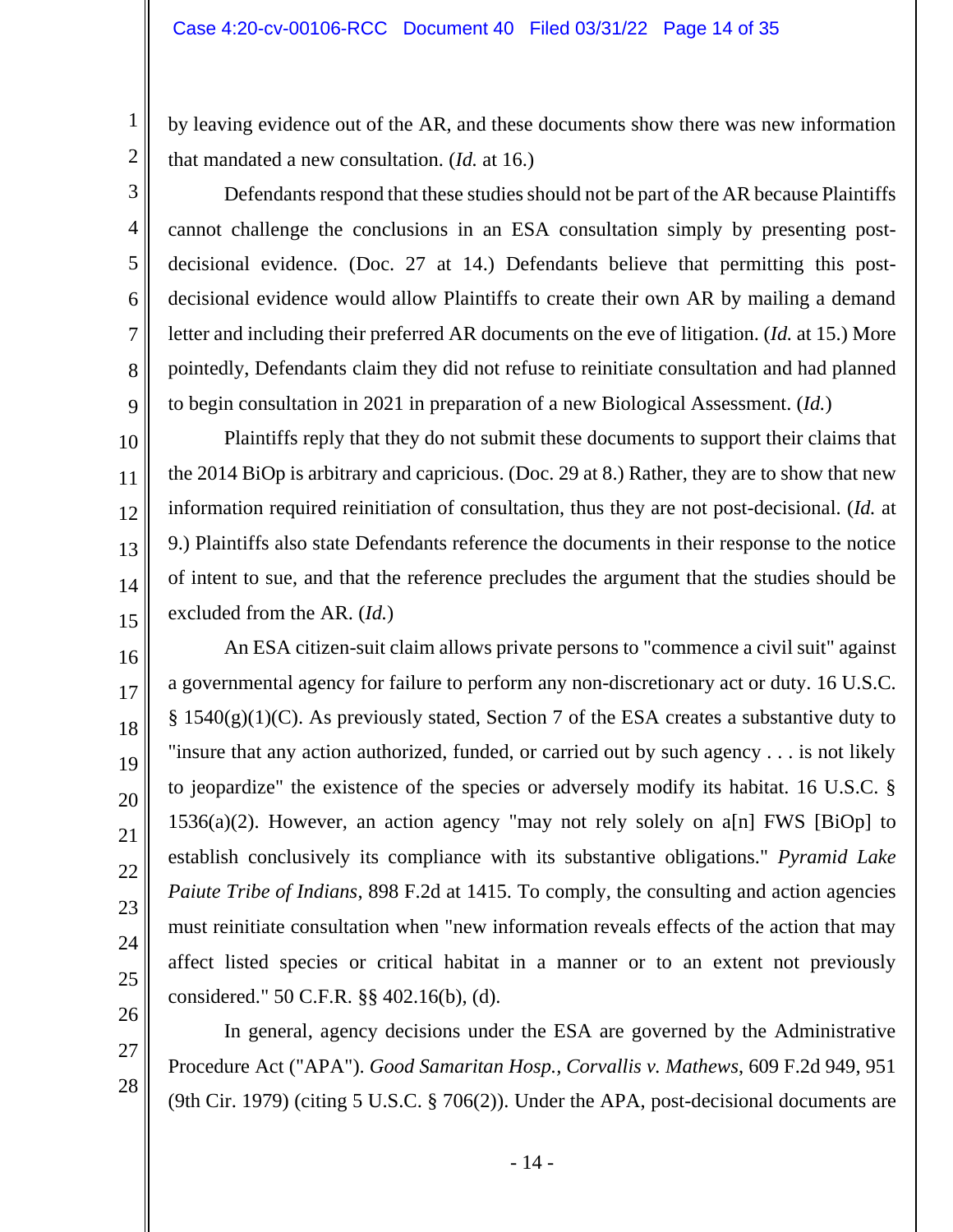by leaving evidence out of the AR, and these documents show there was new information that mandated a new consultation. (*Id.* at 16.)

Defendants respond that these studies should not be part of the AR because Plaintiffs cannot challenge the conclusions in an ESA consultation simply by presenting post-decisional evidence. (Doc. 27 at 14.) Defendants believe that permitting this post-decisional evidence would allow Plaintiffs to create their own AR by mailing a demand letter and including their preferred AR documents on the eve of litigation. (*Id.* at 15.) More pointedly, Defendants claim they did not refuse to reinitiate consultation and had planned to begin consultation in 2021 in preparation of a new Biological Assessment. (*Id.*)

Plaintiffs reply that they do not submit these documents to support their claims that the 2014 BiOp is arbitrary and capricious. (Doc. 29 at 8.) Rather, they are to show that new information required reinitiation of consultation, thus they are not post-decisional. (*Id.* at 9.) Plaintiffs also state Defendants reference the documents in their response to the notice of intent to sue, and that the reference precludes the argument that the studies should be excluded from the AR. (*Id.*)

An ESA citizen-suit claim allows private persons to "commence a civil suit" against a governmental agency for failure to perform any non-discretionary act or duty. 16 U.S.C. § 1540(g)(1)(C). As previously stated, Section 7 of the ESA creates a substantive duty to "insure that any action authorized, funded, or carried out by such agency . . . is not likely to jeopardize" the existence of the species or adversely modify its habitat. 16 U.S.C. § 1536(a)(2). However, an action agency "may not rely solely on a[n] FWS [BiOp] to establish conclusively its compliance with its substantive obligations." *Pyramid Lake Paiute Tribe of Indians*, 898 F.2d at 1415. To comply, the consulting and action agencies must reinitiate consultation when "new information reveals effects of the action that may affect listed species or critical habitat in a manner or to an extent not previously considered." 50 C.F.R. §§ 402.16(b), (d).

In general, agency decisions under the ESA are governed by the Administrative Procedure Act ("APA"). *Good Samaritan Hosp., Corvallis v. Mathews*, 609 F.2d 949, 951 (9th Cir. 1979) (citing 5 U.S.C. § 706(2)). Under the APA, post-decisional documents are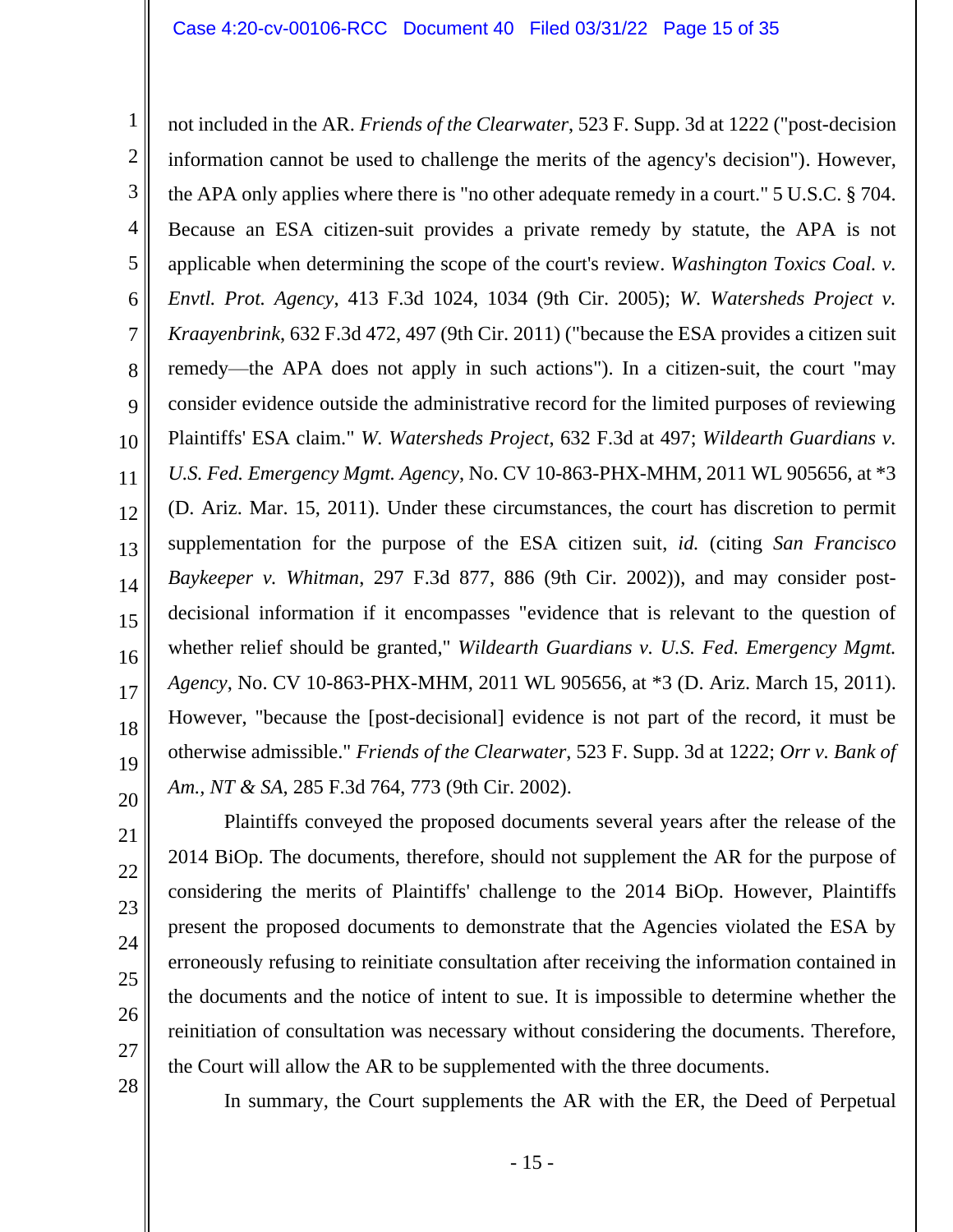not included in the AR. *Friends of the Clearwater*, 523 F. Supp. 3d at 1222 ("post-decision information cannot be used to challenge the merits of the agency's decision"). However, the APA only applies where there is "no other adequate remedy in a court." 5 U.S.C. § 704. Because an ESA citizen-suit provides a private remedy by statute, the APA is not applicable when determining the scope of the court's review. *Washington Toxics Coal. v. Envtl. Prot. Agency*, 413 F.3d 1024, 1034 (9th Cir. 2005); *W. Watersheds Project v. Kraayenbrink*, 632 F.3d 472, 497 (9th Cir. 2011) ("because the ESA provides a citizen suit remedy—the APA does not apply in such actions"). In a citizen-suit, the court "may consider evidence outside the administrative record for the limited purposes of reviewing Plaintiffs' ESA claim." *W. Watersheds Project*, 632 F.3d at 497; *Wildearth Guardians v. U.S. Fed. Emergency Mgmt. Agency*, No. CV 10-863-PHX-MHM, 2011 WL 905656, at *3 (D. Ariz. Mar. 15, 2011). Under these circumstances, the court has discretion to permit supplementation for the purpose of the ESA citizen suit, *id.* (citing *San Francisco Baykeeper v. Whitman*, 297 F.3d 877, 886 (9th Cir. 2002)), and may consider post-decisional information if it encompasses "evidence that is relevant to the question of whether relief should be granted," *Wildearth Guardians v. U.S. Fed. Emergency Mgmt. Agency*, No. CV 10-863-PHX-MHM, 2011 WL 905656, at *3 (D. Ariz. March 15, 2011). However, "because the [post-decisional] evidence is not part of the record, it must be otherwise admissible." *Friends of the Clearwater*, 523 F. Supp. 3d at 1222; *Orr v. Bank of Am., NT & SA*, 285 F.3d 764, 773 (9th Cir. 2002).

Plaintiffs conveyed the proposed documents several years after the release of the 2014 BiOp. The documents, therefore, should not supplement the AR for the purpose of considering the merits of Plaintiffs' challenge to the 2014 BiOp. However, Plaintiffs present the proposed documents to demonstrate that the Agencies violated the ESA by erroneously refusing to reinitiate consultation after receiving the information contained in the documents and the notice of intent to sue. It is impossible to determine whether the reinitiation of consultation was necessary without considering the documents. Therefore, the Court will allow the AR to be supplemented with the three documents.

In summary, the Court supplements the AR with the ER, the Deed of Perpetual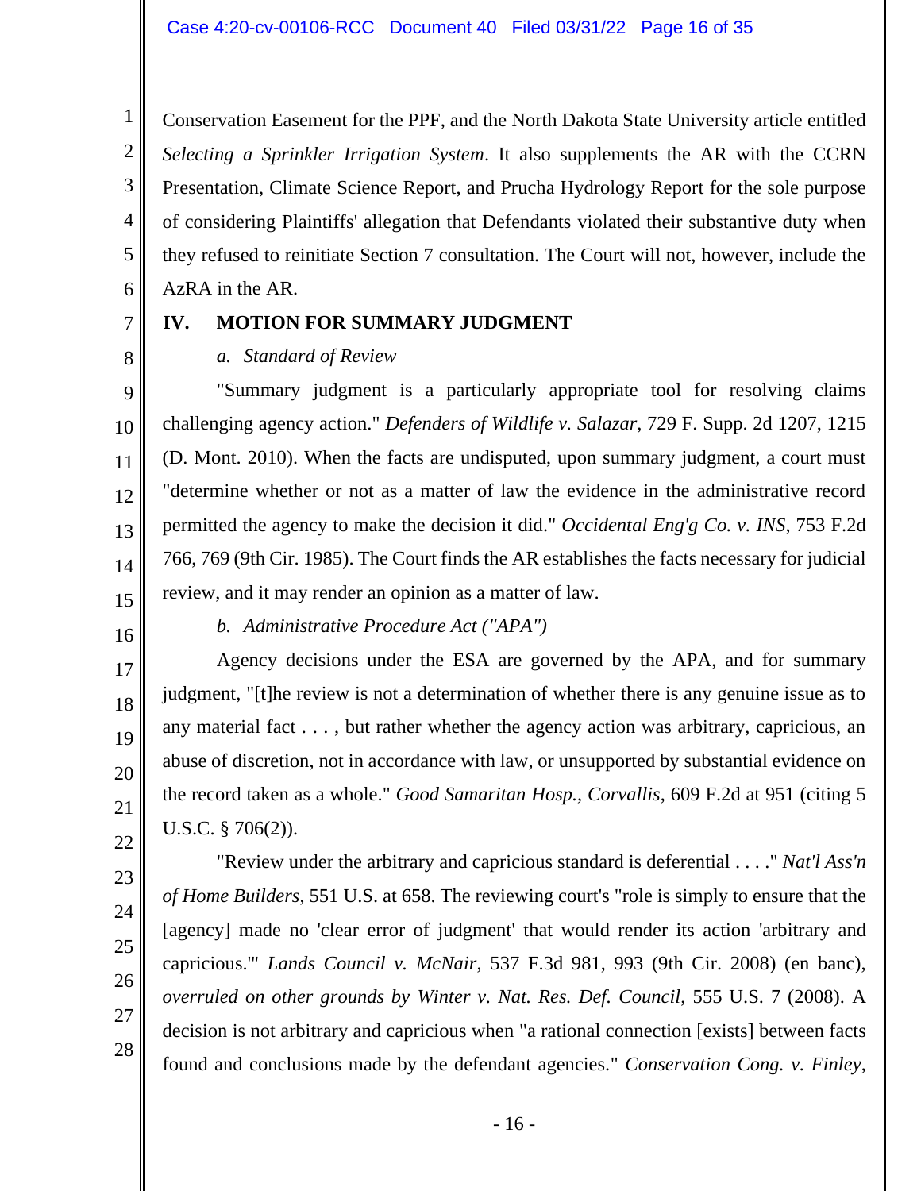Conservation Easement for the PPF, and the North Dakota State University article entitled *Selecting a Sprinkler Irrigation System*. It also supplements the AR with the CCRN Presentation, Climate Science Report, and Prucha Hydrology Report for the sole purpose of considering Plaintiffs' allegation that Defendants violated their substantive duty when they refused to reinitiate Section 7 consultation. The Court will not, however, include the AzRA in the AR.

## IV. MOTION FOR SUMMARY JUDGMENT

### *a. Standard of Review*

"Summary judgment is a particularly appropriate tool for resolving claims challenging agency action." *Defenders of Wildlife v. Salazar*, 729 F. Supp. 2d 1207, 1215 (D. Mont. 2010). When the facts are undisputed, upon summary judgment, a court must "determine whether or not as a matter of law the evidence in the administrative record permitted the agency to make the decision it did." *Occidental Eng'g Co. v. INS*, 753 F.2d 766, 769 (9th Cir. 1985). The Court finds the AR establishes the facts necessary for judicial review, and it may render an opinion as a matter of law.

### *b. Administrative Procedure Act ("APA")*

Agency decisions under the ESA are governed by the APA, and for summary judgment, "[t]he review is not a determination of whether there is any genuine issue as to any material fact . . . , but rather whether the agency action was arbitrary, capricious, an abuse of discretion, not in accordance with law, or unsupported by substantial evidence on the record taken as a whole." *Good Samaritan Hosp., Corvallis*, 609 F.2d at 951 (citing 5 U.S.C. § 706(2)).

"Review under the arbitrary and capricious standard is deferential . . . ." *Nat'l Ass'n of Home Builders*, 551 U.S. at 658. The reviewing court's "role is simply to ensure that the [agency] made no 'clear error of judgment' that would render its action 'arbitrary and capricious.'" *Lands Council v. McNair*, 537 F.3d 981, 993 (9th Cir. 2008) (en banc), *overruled on other grounds by Winter v. Nat. Res. Def. Council*, 555 U.S. 7 (2008). A decision is not arbitrary and capricious when "a rational connection [exists] between facts found and conclusions made by the defendant agencies." *Conservation Cong. v. Finley*,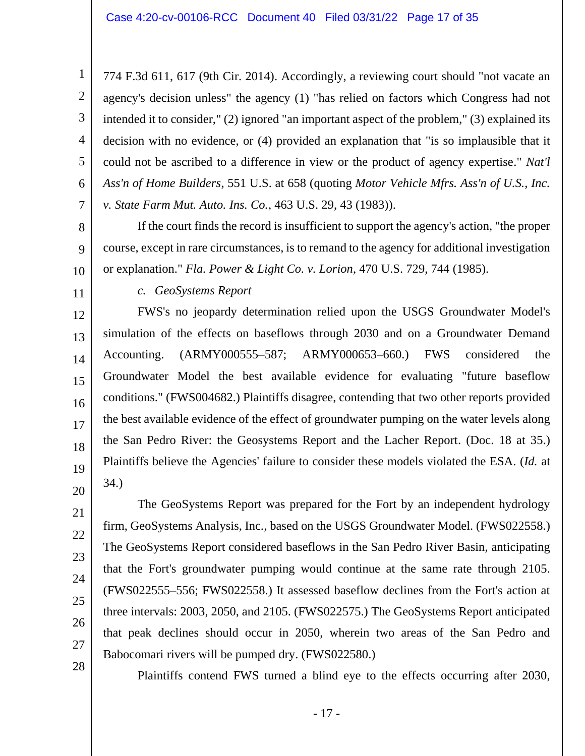774 F.3d 611, 617 (9th Cir. 2014). Accordingly, a reviewing court should "not vacate an agency's decision unless" the agency (1) "has relied on factors which Congress had not intended it to consider," (2) ignored "an important aspect of the problem," (3) explained its decision with no evidence, or (4) provided an explanation that "is so implausible that it could not be ascribed to a difference in view or the product of agency expertise." *Nat'l Ass'n of Home Builders*, 551 U.S. at 658 (quoting *Motor Vehicle Mfrs. Ass'n of U.S., Inc. v. State Farm Mut. Auto. Ins. Co.*, 463 U.S. 29, 43 (1983)).

If the court finds the record is insufficient to support the agency's action, "the proper course, except in rare circumstances, is to remand to the agency for additional investigation or explanation." *Fla. Power & Light Co. v. Lorion*, 470 U.S. 729, 744 (1985).

*c. GeoSystems Report*

FWS's no jeopardy determination relied upon the USGS Groundwater Model's simulation of the effects on baseflows through 2030 and on a Groundwater Demand Accounting. (ARMY000555–587; ARMY000653–660.) FWS considered the Groundwater Model the best available evidence for evaluating "future baseflow conditions." (FWS004682.) Plaintiffs disagree, contending that two other reports provided the best available evidence of the effect of groundwater pumping on the water levels along the San Pedro River: the Geosystems Report and the Lacher Report. (Doc. 18 at 35.) Plaintiffs believe the Agencies' failure to consider these models violated the ESA. (*Id.* at 34.)

The GeoSystems Report was prepared for the Fort by an independent hydrology firm, GeoSystems Analysis, Inc., based on the USGS Groundwater Model. (FWS022558.) The GeoSystems Report considered baseflows in the San Pedro River Basin, anticipating that the Fort's groundwater pumping would continue at the same rate through 2105. (FWS022555–556; FWS022558.) It assessed baseflow declines from the Fort's action at three intervals: 2003, 2050, and 2105. (FWS022575.) The GeoSystems Report anticipated that peak declines should occur in 2050, wherein two areas of the San Pedro and Babocomari rivers will be pumped dry. (FWS022580.)

Plaintiffs contend FWS turned a blind eye to the effects occurring after 2030,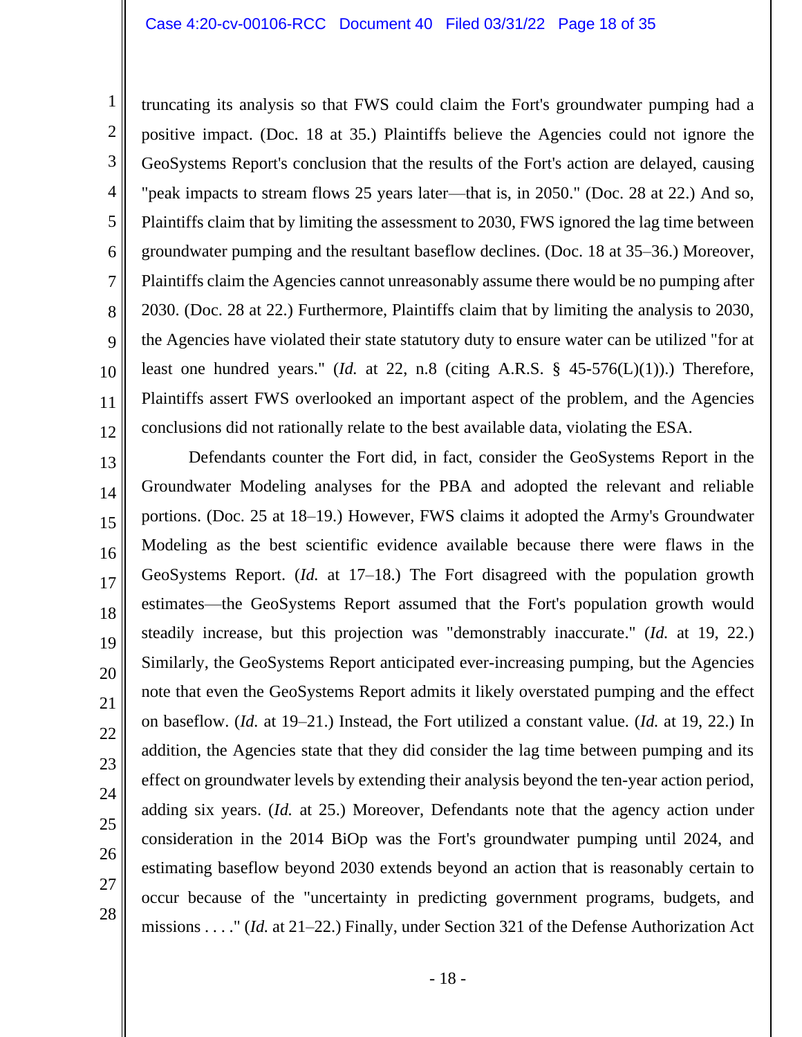truncating its analysis so that FWS could claim the Fort's groundwater pumping had a positive impact. (Doc. 18 at 35.) Plaintiffs believe the Agencies could not ignore the GeoSystems Report's conclusion that the results of the Fort's action are delayed, causing "peak impacts to stream flows 25 years later—that is, in 2050." (Doc. 28 at 22.) And so, Plaintiffs claim that by limiting the assessment to 2030, FWS ignored the lag time between groundwater pumping and the resultant baseflow declines. (Doc. 18 at 35–36.) Moreover, Plaintiffs claim the Agencies cannot unreasonably assume there would be no pumping after 2030. (Doc. 28 at 22.) Furthermore, Plaintiffs claim that by limiting the analysis to 2030, the Agencies have violated their state statutory duty to ensure water can be utilized "for at least one hundred years." (*Id.* at 22, n.8 (citing A.R.S. § 45-576(L)(1)).) Therefore, Plaintiffs assert FWS overlooked an important aspect of the problem, and the Agencies conclusions did not rationally relate to the best available data, violating the ESA.

Defendants counter the Fort did, in fact, consider the GeoSystems Report in the Groundwater Modeling analyses for the PBA and adopted the relevant and reliable portions. (Doc. 25 at 18–19.) However, FWS claims it adopted the Army's Groundwater Modeling as the best scientific evidence available because there were flaws in the GeoSystems Report. (*Id.* at 17–18.) The Fort disagreed with the population growth estimates—the GeoSystems Report assumed that the Fort's population growth would steadily increase, but this projection was "demonstrably inaccurate." (*Id.* at 19, 22.) Similarly, the GeoSystems Report anticipated ever-increasing pumping, but the Agencies note that even the GeoSystems Report admits it likely overstated pumping and the effect on baseflow. (*Id.* at 19–21.) Instead, the Fort utilized a constant value. (*Id.* at 19, 22.) In addition, the Agencies state that they did consider the lag time between pumping and its effect on groundwater levels by extending their analysis beyond the ten-year action period, adding six years. (*Id.* at 25.) Moreover, Defendants note that the agency action under consideration in the 2014 BiOp was the Fort's groundwater pumping until 2024, and estimating baseflow beyond 2030 extends beyond an action that is reasonably certain to occur because of the "uncertainty in predicting government programs, budgets, and missions . . . ." (*Id.* at 21–22.) Finally, under Section 321 of the Defense Authorization Act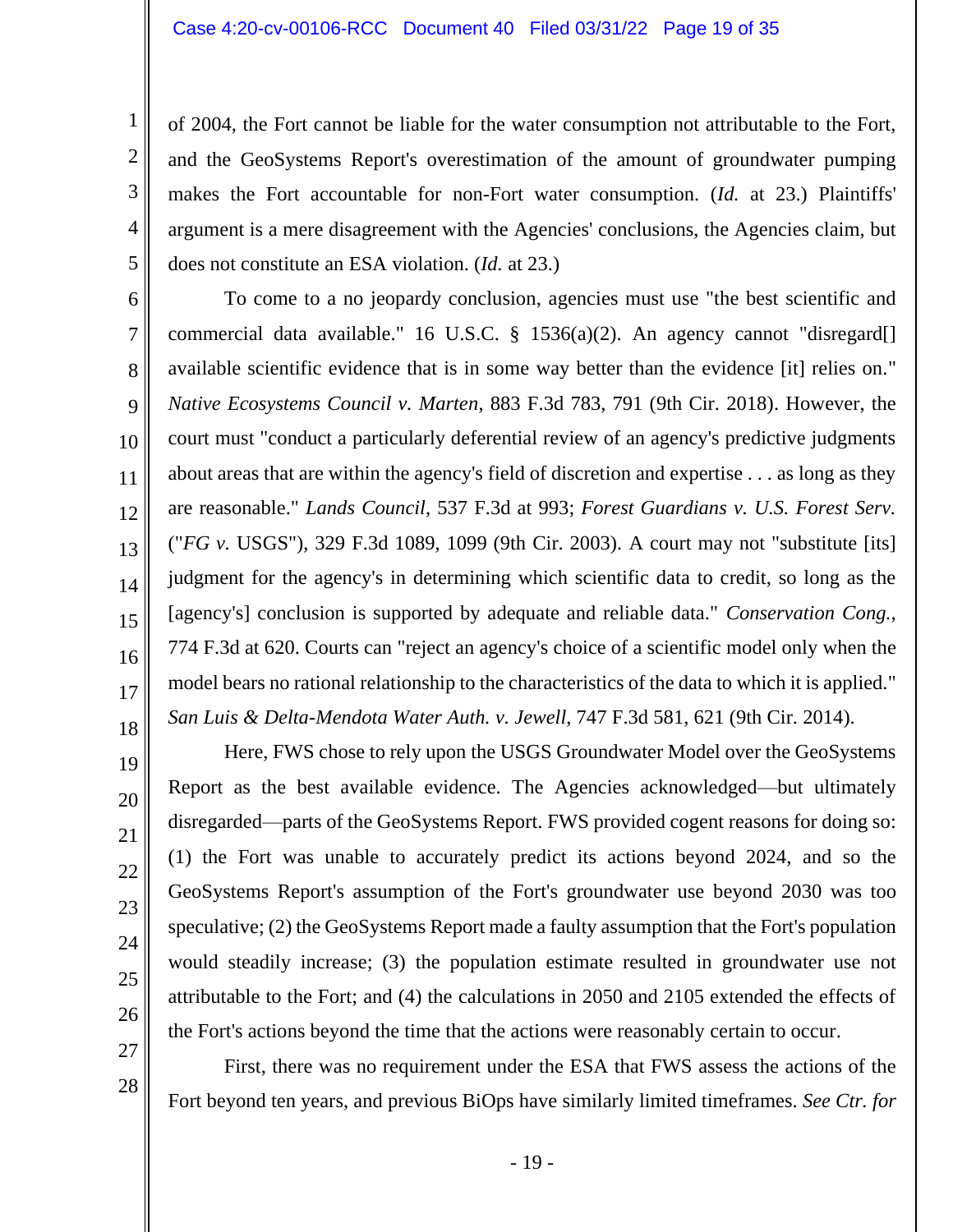of 2004, the Fort cannot be liable for the water consumption not attributable to the Fort, and the GeoSystems Report's overestimation of the amount of groundwater pumping makes the Fort accountable for non-Fort water consumption. (*Id.* at 23.) Plaintiffs' argument is a mere disagreement with the Agencies' conclusions, the Agencies claim, but does not constitute an ESA violation. (*Id.* at 23.)

To come to a no jeopardy conclusion, agencies must use "the best scientific and commercial data available." 16 U.S.C. § 1536(a)(2). An agency cannot "disregard[] available scientific evidence that is in some way better than the evidence [it] relies on." *Native Ecosystems Council v. Marten*, 883 F.3d 783, 791 (9th Cir. 2018). However, the court must "conduct a particularly deferential review of an agency's predictive judgments about areas that are within the agency's field of discretion and expertise . . . as long as they are reasonable." *Lands Council*, 537 F.3d at 993; *Forest Guardians v. U.S. Forest Serv.* ("*FG v.* USGS"), 329 F.3d 1089, 1099 (9th Cir. 2003). A court may not "substitute [its] judgment for the agency's in determining which scientific data to credit, so long as the [agency's] conclusion is supported by adequate and reliable data." *Conservation Cong.*, 774 F.3d at 620. Courts can "reject an agency's choice of a scientific model only when the model bears no rational relationship to the characteristics of the data to which it is applied." *San Luis & Delta-Mendota Water Auth. v. Jewell*, 747 F.3d 581, 621 (9th Cir. 2014).

Here, FWS chose to rely upon the USGS Groundwater Model over the GeoSystems Report as the best available evidence. The Agencies acknowledged—but ultimately disregarded—parts of the GeoSystems Report. FWS provided cogent reasons for doing so: (1) the Fort was unable to accurately predict its actions beyond 2024, and so the GeoSystems Report's assumption of the Fort's groundwater use beyond 2030 was too speculative; (2) the GeoSystems Report made a faulty assumption that the Fort's population would steadily increase; (3) the population estimate resulted in groundwater use not attributable to the Fort; and (4) the calculations in 2050 and 2105 extended the effects of the Fort's actions beyond the time that the actions were reasonably certain to occur.

First, there was no requirement under the ESA that FWS assess the actions of the Fort beyond ten years, and previous BiOps have similarly limited timeframes. *See Ctr. for*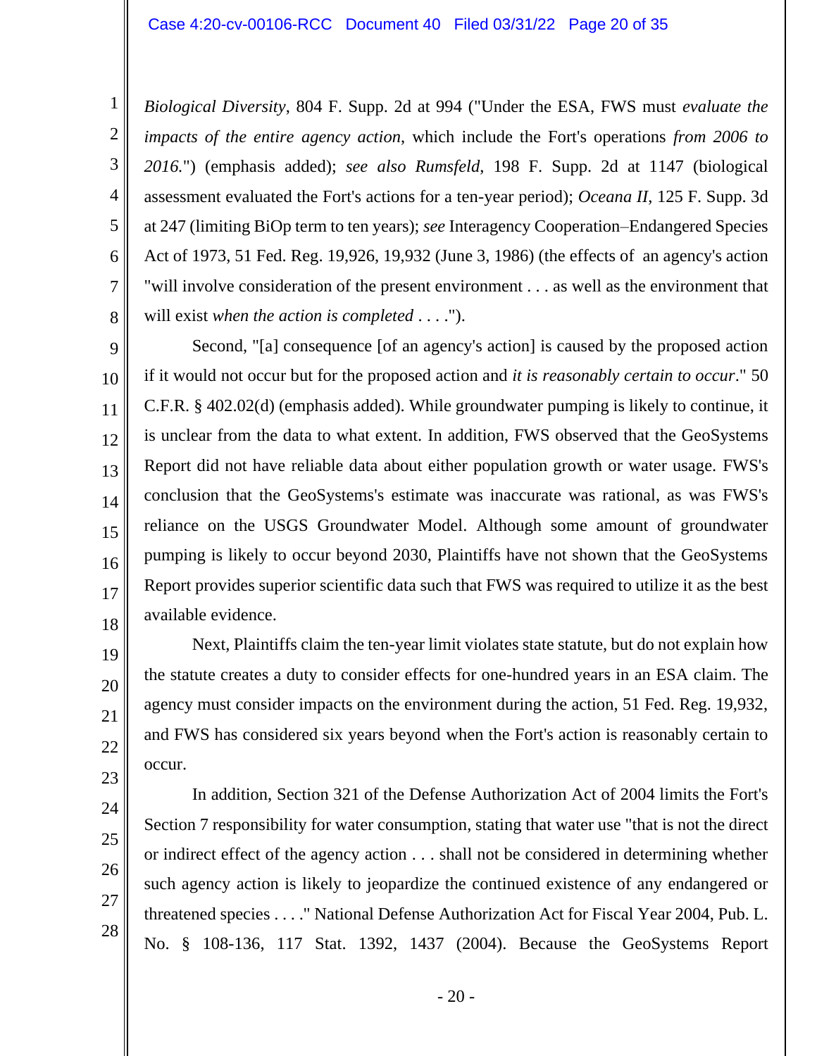*Biological Diversity*, 804 F. Supp. 2d at 994 ("Under the ESA, FWS must *evaluate the impacts of the entire agency action*, which include the Fort's operations *from 2006 to 2016.*") (emphasis added); *see also Rumsfeld*, 198 F. Supp. 2d at 1147 (biological assessment evaluated the Fort's actions for a ten-year period); *Oceana II*, 125 F. Supp. 3d at 247 (limiting BiOp term to ten years); *see* Interagency Cooperation–Endangered Species Act of 1973, 51 Fed. Reg. 19,926, 19,932 (June 3, 1986) (the effects of an agency's action "will involve consideration of the present environment . . . as well as the environment that will exist *when the action is completed* . . . .").

Second, "[a] consequence [of an agency's action] is caused by the proposed action if it would not occur but for the proposed action and *it is reasonably certain to occur*." 50 C.F.R. § 402.02(d) (emphasis added). While groundwater pumping is likely to continue, it is unclear from the data to what extent. In addition, FWS observed that the GeoSystems Report did not have reliable data about either population growth or water usage. FWS's conclusion that the GeoSystems's estimate was inaccurate was rational, as was FWS's reliance on the USGS Groundwater Model. Although some amount of groundwater pumping is likely to occur beyond 2030, Plaintiffs have not shown that the GeoSystems Report provides superior scientific data such that FWS was required to utilize it as the best available evidence.

Next, Plaintiffs claim the ten-year limit violates state statute, but do not explain how the statute creates a duty to consider effects for one-hundred years in an ESA claim. The agency must consider impacts on the environment during the action, 51 Fed. Reg. 19,932, and FWS has considered six years beyond when the Fort's action is reasonably certain to occur.

In addition, Section 321 of the Defense Authorization Act of 2004 limits the Fort's Section 7 responsibility for water consumption, stating that water use "that is not the direct or indirect effect of the agency action . . . shall not be considered in determining whether such agency action is likely to jeopardize the continued existence of any endangered or threatened species . . . ." National Defense Authorization Act for Fiscal Year 2004, Pub. L. No. § 108-136, 117 Stat. 1392, 1437 (2004). Because the GeoSystems Report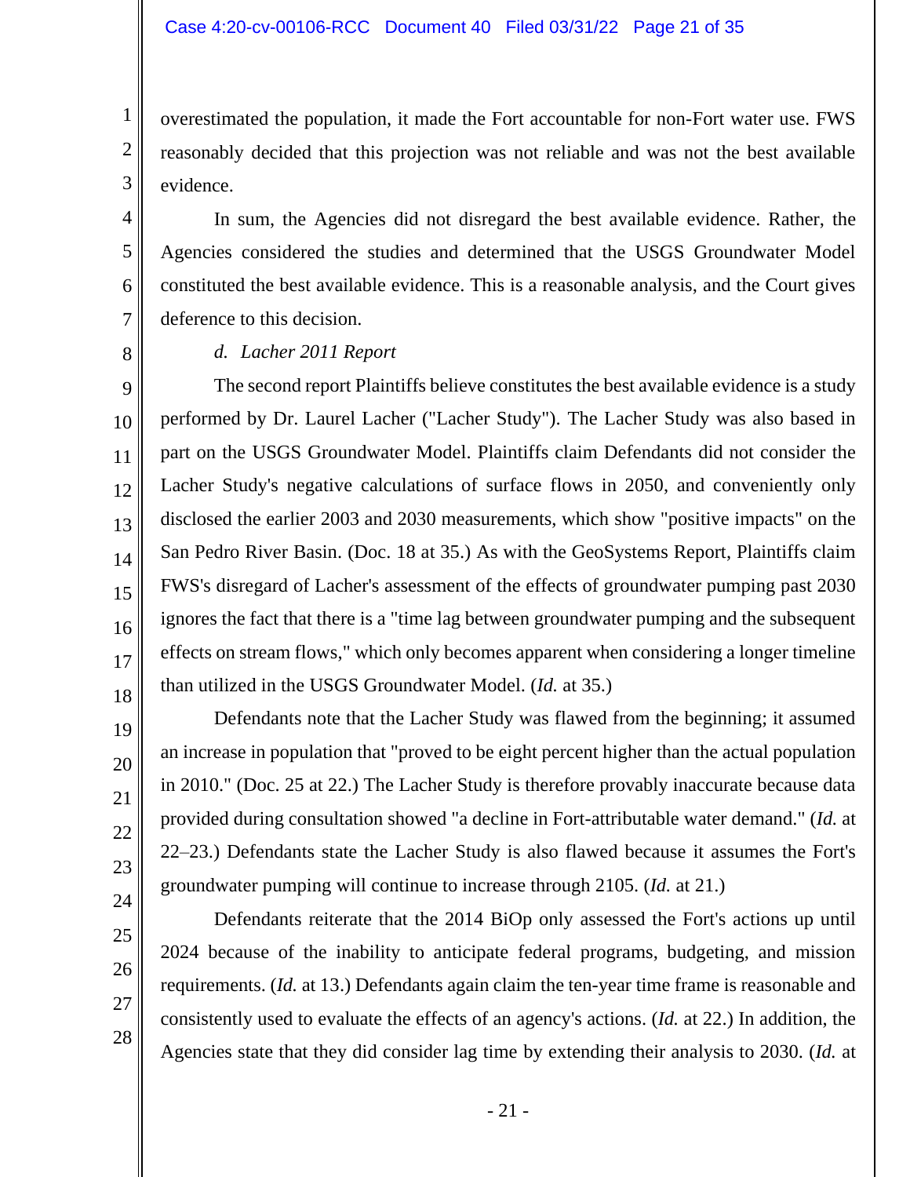overestimated the population, it made the Fort accountable for non-Fort water use. FWS reasonably decided that this projection was not reliable and was not the best available evidence.

In sum, the Agencies did not disregard the best available evidence. Rather, the Agencies considered the studies and determined that the USGS Groundwater Model constituted the best available evidence. This is a reasonable analysis, and the Court gives deference to this decision.

*d. Lacher 2011 Report*

The second report Plaintiffs believe constitutes the best available evidence is a study performed by Dr. Laurel Lacher ("Lacher Study"). The Lacher Study was also based in part on the USGS Groundwater Model. Plaintiffs claim Defendants did not consider the Lacher Study's negative calculations of surface flows in 2050, and conveniently only disclosed the earlier 2003 and 2030 measurements, which show "positive impacts" on the San Pedro River Basin. (Doc. 18 at 35.) As with the GeoSystems Report, Plaintiffs claim FWS's disregard of Lacher's assessment of the effects of groundwater pumping past 2030 ignores the fact that there is a "time lag between groundwater pumping and the subsequent effects on stream flows," which only becomes apparent when considering a longer timeline than utilized in the USGS Groundwater Model. (*Id.* at 35.)

Defendants note that the Lacher Study was flawed from the beginning; it assumed an increase in population that "proved to be eight percent higher than the actual population in 2010." (Doc. 25 at 22.) The Lacher Study is therefore provably inaccurate because data provided during consultation showed "a decline in Fort-attributable water demand." (*Id.* at 22–23.) Defendants state the Lacher Study is also flawed because it assumes the Fort's groundwater pumping will continue to increase through 2105. (*Id.* at 21.)

Defendants reiterate that the 2014 BiOp only assessed the Fort's actions up until 2024 because of the inability to anticipate federal programs, budgeting, and mission requirements. (*Id.* at 13.) Defendants again claim the ten-year time frame is reasonable and consistently used to evaluate the effects of an agency's actions. (*Id.* at 22.) In addition, the Agencies state that they did consider lag time by extending their analysis to 2030. (*Id.* at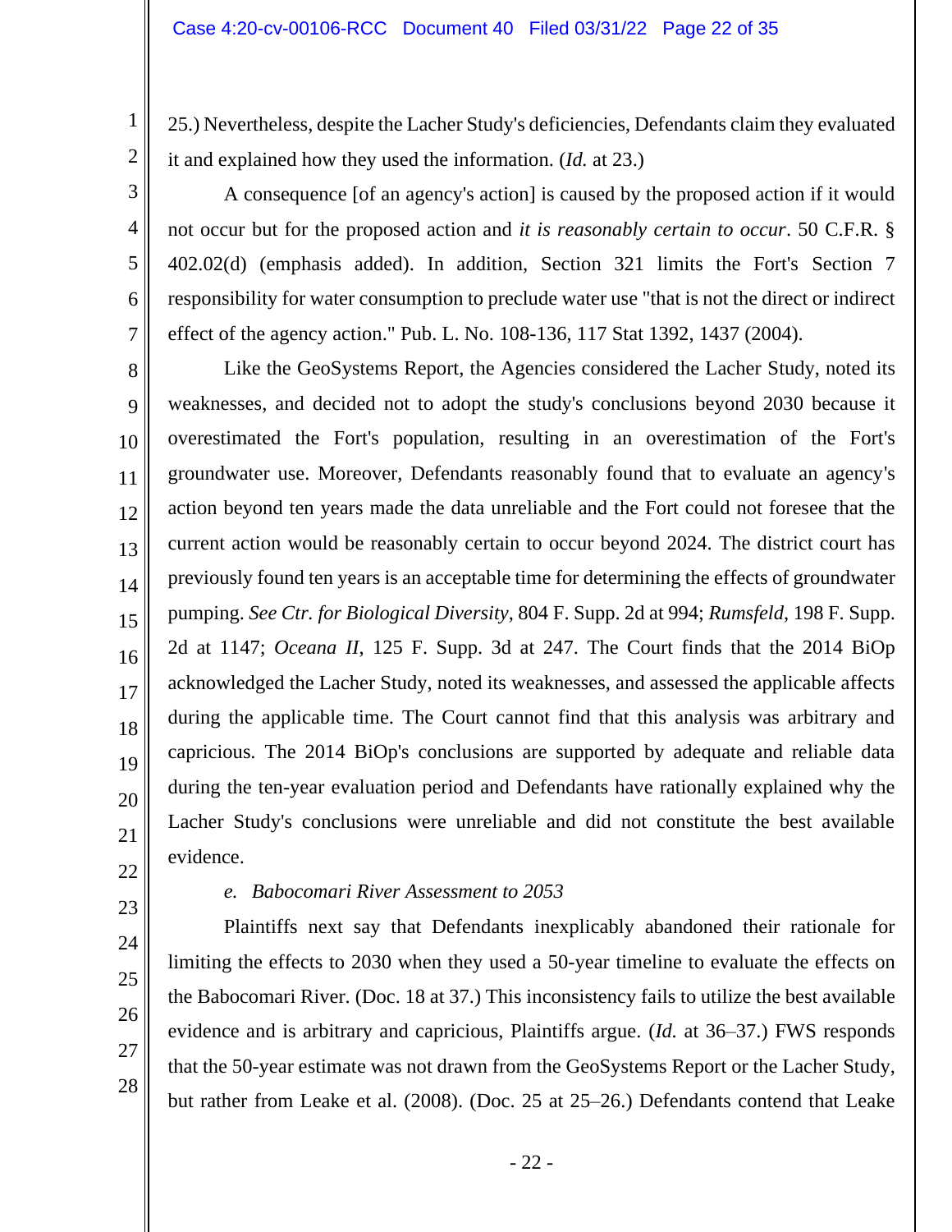25.) Nevertheless, despite the Lacher Study's deficiencies, Defendants claim they evaluated it and explained how they used the information. (*Id.* at 23.)

A consequence [of an agency's action] is caused by the proposed action if it would not occur but for the proposed action and *it is reasonably certain to occur*. 50 C.F.R. § 402.02(d) (emphasis added). In addition, Section 321 limits the Fort's Section 7 responsibility for water consumption to preclude water use "that is not the direct or indirect effect of the agency action." Pub. L. No. 108-136, 117 Stat 1392, 1437 (2004).

Like the GeoSystems Report, the Agencies considered the Lacher Study, noted its weaknesses, and decided not to adopt the study's conclusions beyond 2030 because it overestimated the Fort's population, resulting in an overestimation of the Fort's groundwater use. Moreover, Defendants reasonably found that to evaluate an agency's action beyond ten years made the data unreliable and the Fort could not foresee that the current action would be reasonably certain to occur beyond 2024. The district court has previously found ten years is an acceptable time for determining the effects of groundwater pumping. *See Ctr. for Biological Diversity*, 804 F. Supp. 2d at 994; *Rumsfeld*, 198 F. Supp. 2d at 1147; *Oceana II*, 125 F. Supp. 3d at 247. The Court finds that the 2014 BiOp acknowledged the Lacher Study, noted its weaknesses, and assessed the applicable affects during the applicable time. The Court cannot find that this analysis was arbitrary and capricious. The 2014 BiOp's conclusions are supported by adequate and reliable data during the ten-year evaluation period and Defendants have rationally explained why the Lacher Study's conclusions were unreliable and did not constitute the best available evidence.

*e. Babocomari River Assessment to 2053*

Plaintiffs next say that Defendants inexplicably abandoned their rationale for limiting the effects to 2030 when they used a 50-year timeline to evaluate the effects on the Babocomari River. (Doc. 18 at 37.) This inconsistency fails to utilize the best available evidence and is arbitrary and capricious, Plaintiffs argue. (*Id.* at 36–37.) FWS responds that the 50-year estimate was not drawn from the GeoSystems Report or the Lacher Study, but rather from Leake et al. (2008). (Doc. 25 at 25–26.) Defendants contend that Leake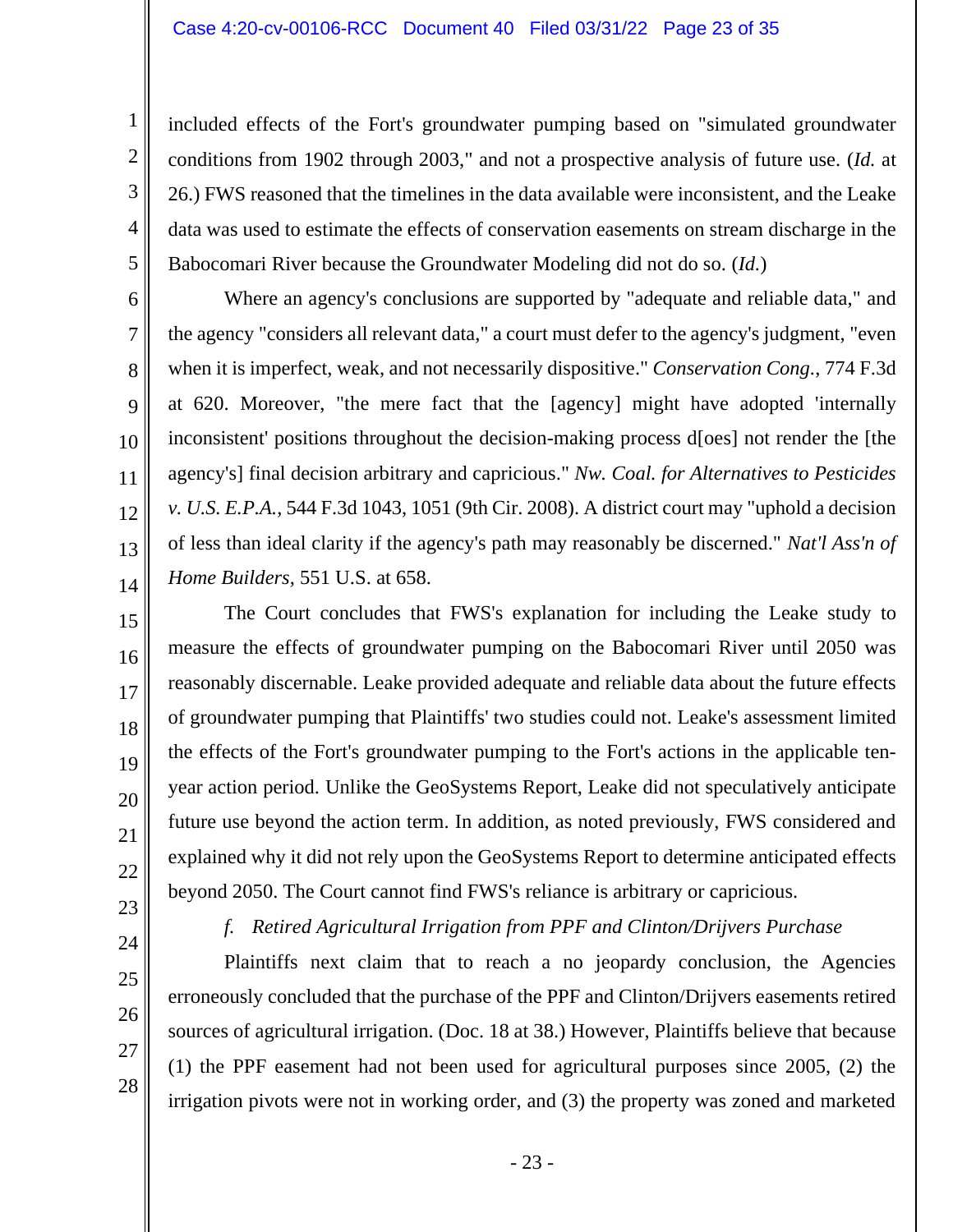included effects of the Fort's groundwater pumping based on "simulated groundwater conditions from 1902 through 2003," and not a prospective analysis of future use. (*Id.* at 26.) FWS reasoned that the timelines in the data available were inconsistent, and the Leake data was used to estimate the effects of conservation easements on stream discharge in the Babocomari River because the Groundwater Modeling did not do so. (*Id.*)

Where an agency's conclusions are supported by "adequate and reliable data," and the agency "considers all relevant data," a court must defer to the agency's judgment, "even when it is imperfect, weak, and not necessarily dispositive." *Conservation Cong.*, 774 F.3d at 620. Moreover, "the mere fact that the [agency] might have adopted 'internally inconsistent' positions throughout the decision-making process d[oes] not render the [the agency's] final decision arbitrary and capricious." *Nw. Coal. for Alternatives to Pesticides v. U.S. E.P.A.*, 544 F.3d 1043, 1051 (9th Cir. 2008). A district court may "uphold a decision of less than ideal clarity if the agency's path may reasonably be discerned." *Nat'l Ass'n of Home Builders*, 551 U.S. at 658.

The Court concludes that FWS's explanation for including the Leake study to measure the effects of groundwater pumping on the Babocomari River until 2050 was reasonably discernable. Leake provided adequate and reliable data about the future effects of groundwater pumping that Plaintiffs' two studies could not. Leake's assessment limited the effects of the Fort's groundwater pumping to the Fort's actions in the applicable ten-year action period. Unlike the GeoSystems Report, Leake did not speculatively anticipate future use beyond the action term. In addition, as noted previously, FWS considered and explained why it did not rely upon the GeoSystems Report to determine anticipated effects beyond 2050. The Court cannot find FWS's reliance is arbitrary or capricious.

*f. Retired Agricultural Irrigation from PPF and Clinton/Drijvers Purchase*

Plaintiffs next claim that to reach a no jeopardy conclusion, the Agencies erroneously concluded that the purchase of the PPF and Clinton/Drijvers easements retired sources of agricultural irrigation. (Doc. 18 at 38.) However, Plaintiffs believe that because (1) the PPF easement had not been used for agricultural purposes since 2005, (2) the irrigation pivots were not in working order, and (3) the property was zoned and marketed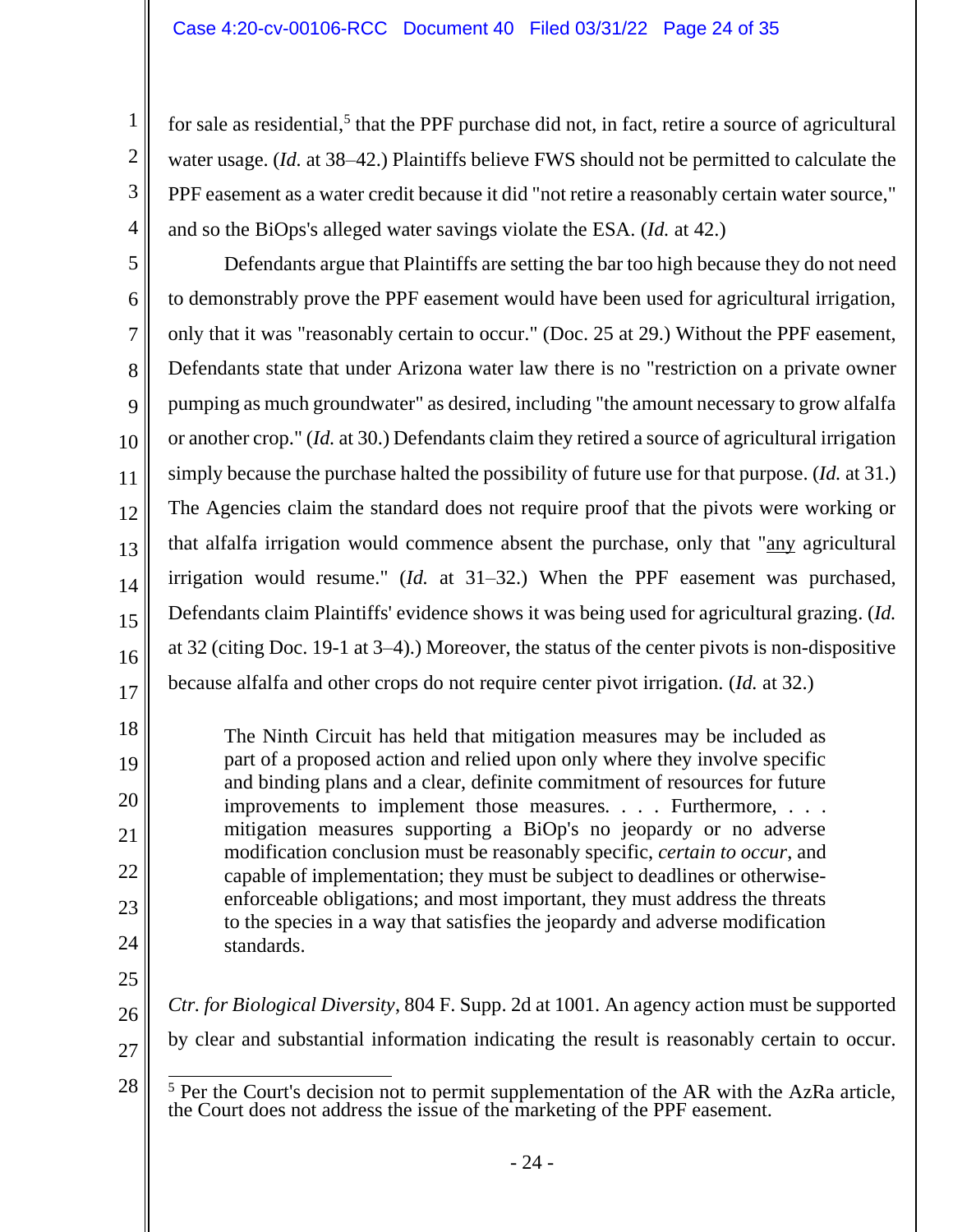for sale as residential,[5] that the PPF purchase did not, in fact, retire a source of agricultural water usage. (*Id.* at 38–42.) Plaintiffs believe FWS should not be permitted to calculate the PPF easement as a water credit because it did "not retire a reasonably certain water source," and so the BiOps's alleged water savings violate the ESA. (*Id.* at 42.)

Defendants argue that Plaintiffs are setting the bar too high because they do not need to demonstrably prove the PPF easement would have been used for agricultural irrigation, only that it was "reasonably certain to occur." (Doc. 25 at 29.) Without the PPF easement, Defendants state that under Arizona water law there is no "restriction on a private owner pumping as much groundwater" as desired, including "the amount necessary to grow alfalfa or another crop." (*Id.* at 30.) Defendants claim they retired a source of agricultural irrigation simply because the purchase halted the possibility of future use for that purpose. (*Id.* at 31.) The Agencies claim the standard does not require proof that the pivots were working or that alfalfa irrigation would commence absent the purchase, only that "any agricultural irrigation would resume." (*Id.* at 31–32.) When the PPF easement was purchased, Defendants claim Plaintiffs' evidence shows it was being used for agricultural grazing. (*Id.* at 32 (citing Doc. 19-1 at 3–4).) Moreover, the status of the center pivots is non-dispositive because alfalfa and other crops do not require center pivot irrigation. (*Id.* at 32.)

> The Ninth Circuit has held that mitigation measures may be included as part of a proposed action and relied upon only where they involve specific and binding plans and a clear, definite commitment of resources for future improvements to implement those measures. . . . Furthermore, . . . mitigation measures supporting a BiOp's no jeopardy or no adverse modification conclusion must be reasonably specific, *certain to occur*, and capable of implementation; they must be subject to deadlines or otherwise-enforceable obligations; and most important, they must address the threats to the species in a way that satisfies the jeopardy and adverse modification standards.

*Ctr. for Biological Diversity*, 804 F. Supp. 2d at 1001. An agency action must be supported by clear and substantial information indicating the result is reasonably certain to occur.

---

[5] Per the Court's decision not to permit supplementation of the AR with the AzRa article, the Court does not address the issue of the marketing of the PPF easement.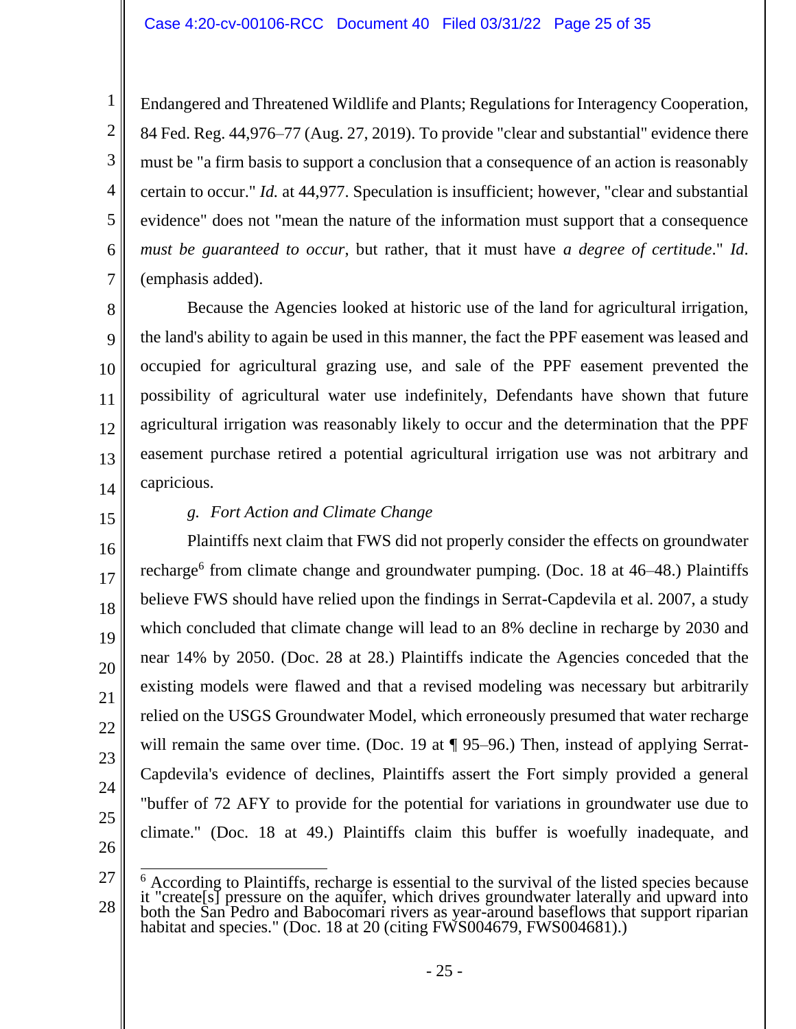Endangered and Threatened Wildlife and Plants; Regulations for Interagency Cooperation, 84 Fed. Reg. 44,976–77 (Aug. 27, 2019). To provide "clear and substantial" evidence there must be "a firm basis to support a conclusion that a consequence of an action is reasonably certain to occur." *Id.* at 44,977. Speculation is insufficient; however, "clear and substantial evidence" does not "mean the nature of the information must support that a consequence *must be guaranteed to occur*, but rather, that it must have *a degree of certitude*." *Id.* (emphasis added).

Because the Agencies looked at historic use of the land for agricultural irrigation, the land's ability to again be used in this manner, the fact the PPF easement was leased and occupied for agricultural grazing use, and sale of the PPF easement prevented the possibility of agricultural water use indefinitely, Defendants have shown that future agricultural irrigation was reasonably likely to occur and the determination that the PPF easement purchase retired a potential agricultural irrigation use was not arbitrary and capricious.

*g. Fort Action and Climate Change*

Plaintiffs next claim that FWS did not properly consider the effects on groundwater recharge[6] from climate change and groundwater pumping. (Doc. 18 at 46–48.) Plaintiffs believe FWS should have relied upon the findings in Serrat-Capdevila et al. 2007, a study which concluded that climate change will lead to an 8% decline in recharge by 2030 and near 14% by 2050. (Doc. 28 at 28.) Plaintiffs indicate the Agencies conceded that the existing models were flawed and that a revised modeling was necessary but arbitrarily relied on the USGS Groundwater Model, which erroneously presumed that water recharge will remain the same over time. (Doc. 19 at ¶ 95–96.) Then, instead of applying Serrat-Capdevila's evidence of declines, Plaintiffs assert the Fort simply provided a general "buffer of 72 AFY to provide for the potential for variations in groundwater use due to climate." (Doc. 18 at 49.) Plaintiffs claim this buffer is woefully inadequate, and

---

[6] According to Plaintiffs, recharge is essential to the survival of the listed species because it "create[s] pressure on the aquifer, which drives groundwater laterally and upward into both the San Pedro and Babocomari rivers as year-around baseflows that support riparian habitat and species." (Doc. 18 at 20 (citing FWS004679, FWS004681).)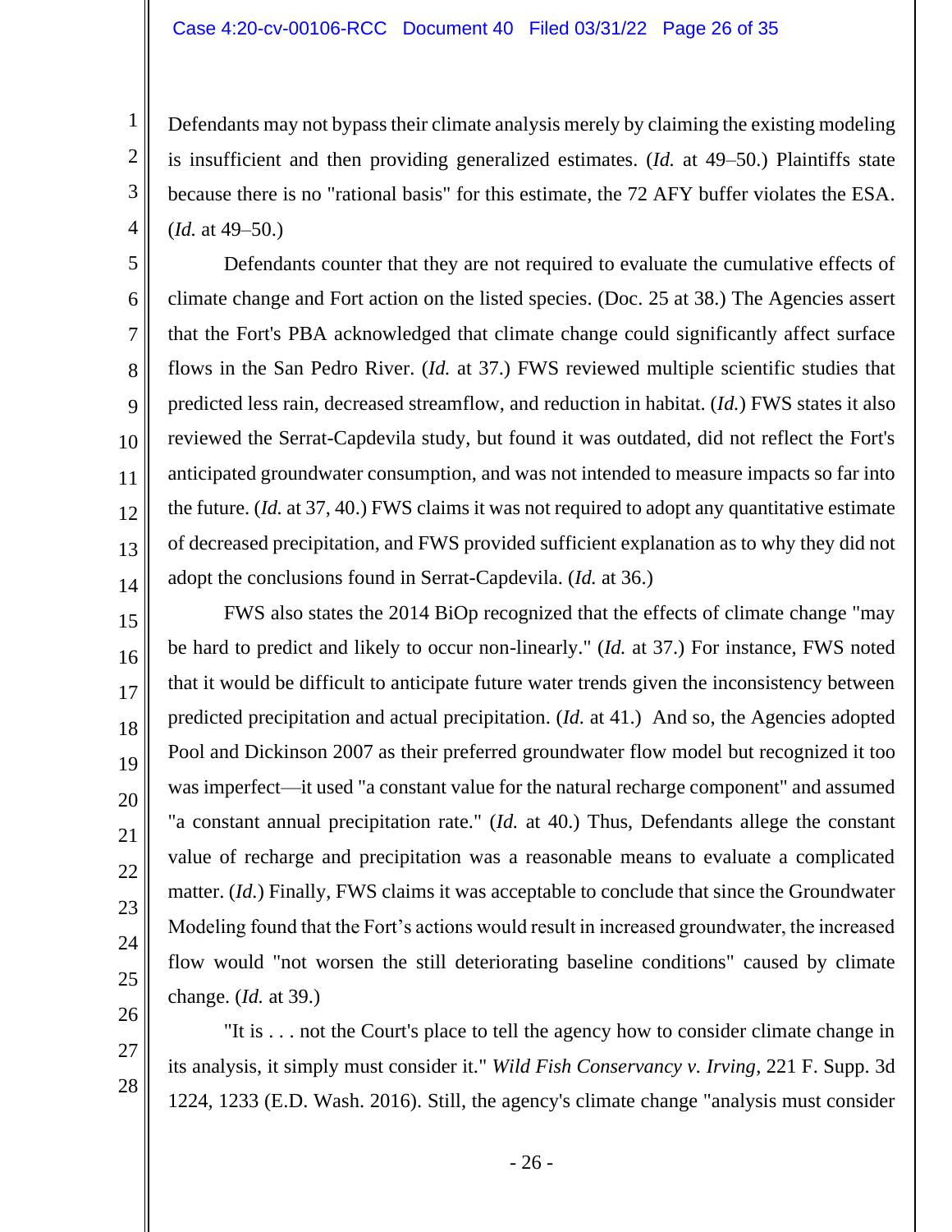Defendants may not bypass their climate analysis merely by claiming the existing modeling is insufficient and then providing generalized estimates. (*Id.* at 49–50.) Plaintiffs state because there is no "rational basis" for this estimate, the 72 AFY buffer violates the ESA. (*Id.* at 49–50.)

Defendants counter that they are not required to evaluate the cumulative effects of climate change and Fort action on the listed species. (Doc. 25 at 38.) The Agencies assert that the Fort's PBA acknowledged that climate change could significantly affect surface flows in the San Pedro River. (*Id.* at 37.) FWS reviewed multiple scientific studies that predicted less rain, decreased streamflow, and reduction in habitat. (*Id.*) FWS states it also reviewed the Serrat-Capdevila study, but found it was outdated, did not reflect the Fort's anticipated groundwater consumption, and was not intended to measure impacts so far into the future. (*Id.* at 37, 40.) FWS claims it was not required to adopt any quantitative estimate of decreased precipitation, and FWS provided sufficient explanation as to why they did not adopt the conclusions found in Serrat-Capdevila. (*Id.* at 36.)

FWS also states the 2014 BiOp recognized that the effects of climate change "may be hard to predict and likely to occur non-linearly." (*Id.* at 37.) For instance, FWS noted that it would be difficult to anticipate future water trends given the inconsistency between predicted precipitation and actual precipitation. (*Id.* at 41.) And so, the Agencies adopted Pool and Dickinson 2007 as their preferred groundwater flow model but recognized it too was imperfect—it used "a constant value for the natural recharge component" and assumed "a constant annual precipitation rate." (*Id.* at 40.) Thus, Defendants allege the constant value of recharge and precipitation was a reasonable means to evaluate a complicated matter. (*Id.*) Finally, FWS claims it was acceptable to conclude that since the Groundwater Modeling found that the Fort's actions would result in increased groundwater, the increased flow would "not worsen the still deteriorating baseline conditions" caused by climate change. (*Id.* at 39.)

"It is . . . not the Court's place to tell the agency how to consider climate change in its analysis, it simply must consider it." *Wild Fish Conservancy v. Irving*, 221 F. Supp. 3d 1224, 1233 (E.D. Wash. 2016). Still, the agency's climate change "analysis must consider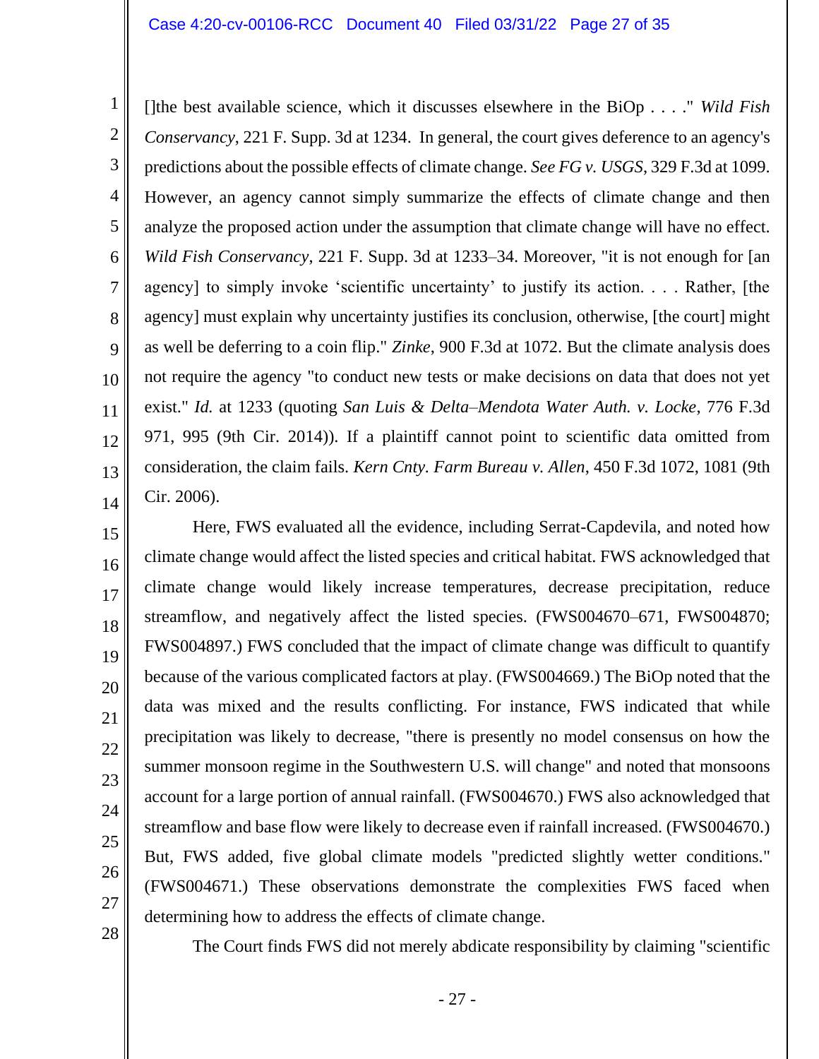[]the best available science, which it discusses elsewhere in the BiOp . . . ." *Wild Fish Conservancy*, 221 F. Supp. 3d at 1234. In general, the court gives deference to an agency's predictions about the possible effects of climate change. *See FG v. USGS*, 329 F.3d at 1099. However, an agency cannot simply summarize the effects of climate change and then analyze the proposed action under the assumption that climate change will have no effect. *Wild Fish Conservancy*, 221 F. Supp. 3d at 1233–34. Moreover, "it is not enough for [an agency] to simply invoke 'scientific uncertainty' to justify its action. . . . Rather, [the agency] must explain why uncertainty justifies its conclusion, otherwise, [the court] might as well be deferring to a coin flip." *Zinke*, 900 F.3d at 1072. But the climate analysis does not require the agency "to conduct new tests or make decisions on data that does not yet exist." *Id.* at 1233 (quoting *San Luis & Delta–Mendota Water Auth. v. Locke*, 776 F.3d 971, 995 (9th Cir. 2014)). If a plaintiff cannot point to scientific data omitted from consideration, the claim fails. *Kern Cnty. Farm Bureau v. Allen*, 450 F.3d 1072, 1081 (9th Cir. 2006).

Here, FWS evaluated all the evidence, including Serrat-Capdevila, and noted how climate change would affect the listed species and critical habitat. FWS acknowledged that climate change would likely increase temperatures, decrease precipitation, reduce streamflow, and negatively affect the listed species. (FWS004670–671, FWS004870; FWS004897.) FWS concluded that the impact of climate change was difficult to quantify because of the various complicated factors at play. (FWS004669.) The BiOp noted that the data was mixed and the results conflicting. For instance, FWS indicated that while precipitation was likely to decrease, "there is presently no model consensus on how the summer monsoon regime in the Southwestern U.S. will change" and noted that monsoons account for a large portion of annual rainfall. (FWS004670.) FWS also acknowledged that streamflow and base flow were likely to decrease even if rainfall increased. (FWS004670.) But, FWS added, five global climate models "predicted slightly wetter conditions." (FWS004671.) These observations demonstrate the complexities FWS faced when determining how to address the effects of climate change.

The Court finds FWS did not merely abdicate responsibility by claiming "scientific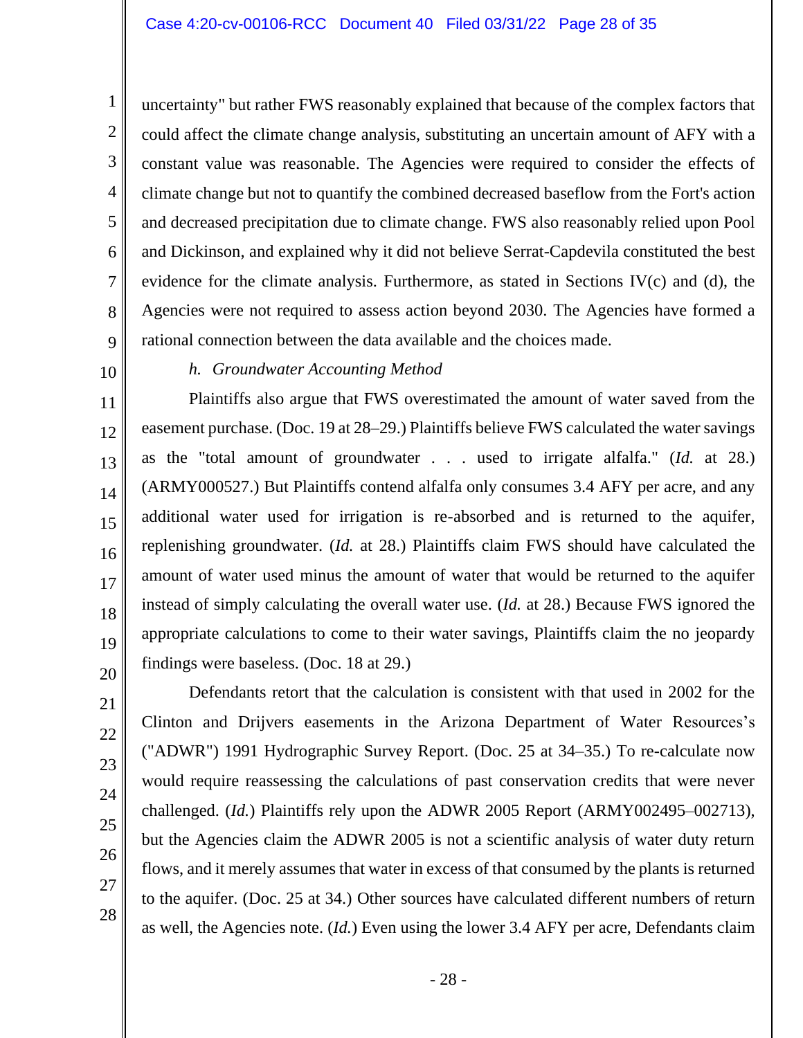uncertainty" but rather FWS reasonably explained that because of the complex factors that could affect the climate change analysis, substituting an uncertain amount of AFY with a constant value was reasonable. The Agencies were required to consider the effects of climate change but not to quantify the combined decreased baseflow from the Fort's action and decreased precipitation due to climate change. FWS also reasonably relied upon Pool and Dickinson, and explained why it did not believe Serrat-Capdevila constituted the best evidence for the climate analysis. Furthermore, as stated in Sections IV(c) and (d), the Agencies were not required to assess action beyond 2030. The Agencies have formed a rational connection between the data available and the choices made.

*h. Groundwater Accounting Method*

Plaintiffs also argue that FWS overestimated the amount of water saved from the easement purchase. (Doc. 19 at 28–29.) Plaintiffs believe FWS calculated the water savings as the "total amount of groundwater . . . used to irrigate alfalfa." (*Id.* at 28.) (ARMY000527.) But Plaintiffs contend alfalfa only consumes 3.4 AFY per acre, and any additional water used for irrigation is re-absorbed and is returned to the aquifer, replenishing groundwater. (*Id.* at 28.) Plaintiffs claim FWS should have calculated the amount of water used minus the amount of water that would be returned to the aquifer instead of simply calculating the overall water use. (*Id.* at 28.) Because FWS ignored the appropriate calculations to come to their water savings, Plaintiffs claim the no jeopardy findings were baseless. (Doc. 18 at 29.)

Defendants retort that the calculation is consistent with that used in 2002 for the Clinton and Drijvers easements in the Arizona Department of Water Resources's ("ADWR") 1991 Hydrographic Survey Report. (Doc. 25 at 34–35.) To re-calculate now would require reassessing the calculations of past conservation credits that were never challenged. (*Id.*) Plaintiffs rely upon the ADWR 2005 Report (ARMY002495–002713), but the Agencies claim the ADWR 2005 is not a scientific analysis of water duty return flows, and it merely assumes that water in excess of that consumed by the plants is returned to the aquifer. (Doc. 25 at 34.) Other sources have calculated different numbers of return as well, the Agencies note. (*Id.*) Even using the lower 3.4 AFY per acre, Defendants claim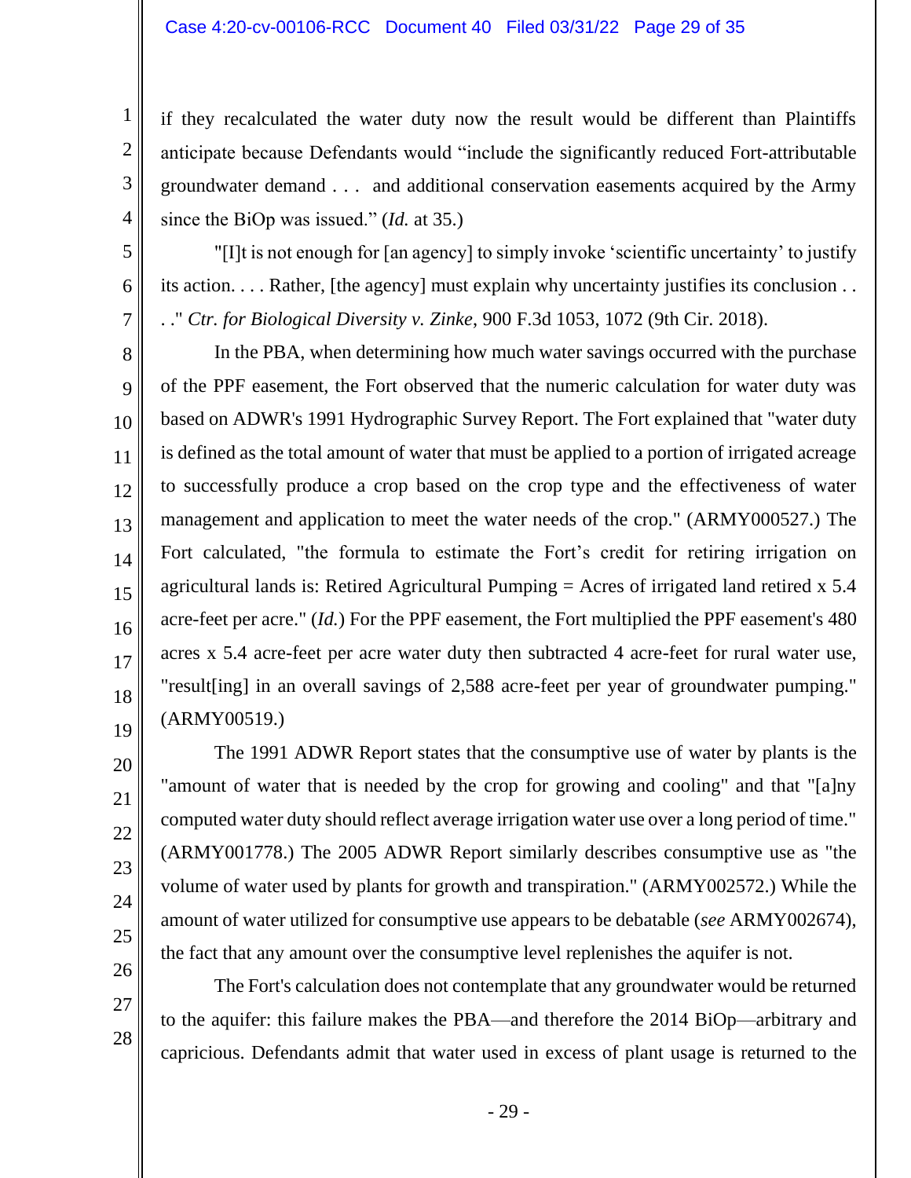if they recalculated the water duty now the result would be different than Plaintiffs anticipate because Defendants would "include the significantly reduced Fort-attributable groundwater demand . . . and additional conservation easements acquired by the Army since the BiOp was issued." (*Id.* at 35.)

"[I]t is not enough for [an agency] to simply invoke 'scientific uncertainty' to justify its action. . . . Rather, [the agency] must explain why uncertainty justifies its conclusion . . . ." *Ctr. for Biological Diversity v. Zinke*, 900 F.3d 1053, 1072 (9th Cir. 2018).

In the PBA, when determining how much water savings occurred with the purchase of the PPF easement, the Fort observed that the numeric calculation for water duty was based on ADWR's 1991 Hydrographic Survey Report. The Fort explained that "water duty is defined as the total amount of water that must be applied to a portion of irrigated acreage to successfully produce a crop based on the crop type and the effectiveness of water management and application to meet the water needs of the crop." (ARMY000527.) The Fort calculated, "the formula to estimate the Fort's credit for retiring irrigation on agricultural lands is: Retired Agricultural Pumping = Acres of irrigated land retired x 5.4 acre-feet per acre." (*Id.*) For the PPF easement, the Fort multiplied the PPF easement's 480 acres x 5.4 acre-feet per acre water duty then subtracted 4 acre-feet for rural water use, "result[ing] in an overall savings of 2,588 acre-feet per year of groundwater pumping." (ARMY00519.)

The 1991 ADWR Report states that the consumptive use of water by plants is the "amount of water that is needed by the crop for growing and cooling" and that "[a]ny computed water duty should reflect average irrigation water use over a long period of time." (ARMY001778.) The 2005 ADWR Report similarly describes consumptive use as "the volume of water used by plants for growth and transpiration." (ARMY002572.) While the amount of water utilized for consumptive use appears to be debatable (*see* ARMY002674), the fact that any amount over the consumptive level replenishes the aquifer is not.

The Fort's calculation does not contemplate that any groundwater would be returned to the aquifer: this failure makes the PBA—and therefore the 2014 BiOp—arbitrary and capricious. Defendants admit that water used in excess of plant usage is returned to the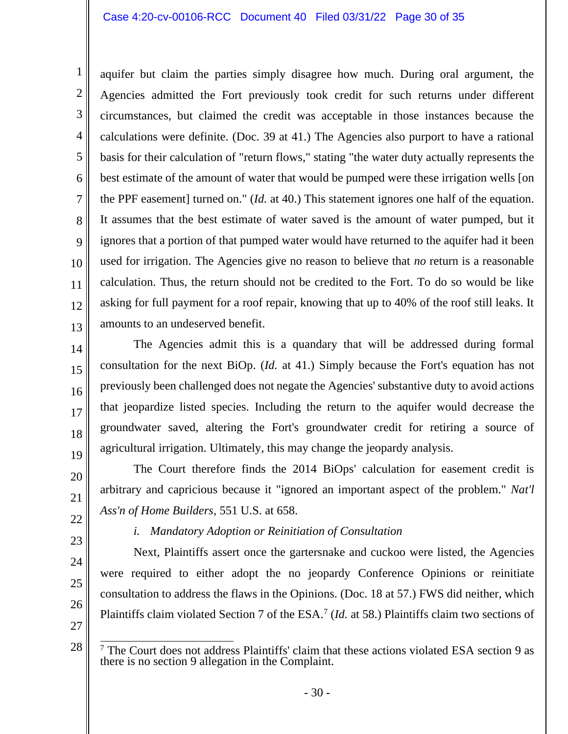aquifer but claim the parties simply disagree how much. During oral argument, the Agencies admitted the Fort previously took credit for such returns under different circumstances, but claimed the credit was acceptable in those instances because the calculations were definite. (Doc. 39 at 41.) The Agencies also purport to have a rational basis for their calculation of "return flows," stating "the water duty actually represents the best estimate of the amount of water that would be pumped were these irrigation wells [on the PPF easement] turned on." (*Id.* at 40.) This statement ignores one half of the equation. It assumes that the best estimate of water saved is the amount of water pumped, but it ignores that a portion of that pumped water would have returned to the aquifer had it been used for irrigation. The Agencies give no reason to believe that *no* return is a reasonable calculation. Thus, the return should not be credited to the Fort. To do so would be like asking for full payment for a roof repair, knowing that up to 40% of the roof still leaks. It amounts to an undeserved benefit.

The Agencies admit this is a quandary that will be addressed during formal consultation for the next BiOp. (*Id.* at 41.) Simply because the Fort's equation has not previously been challenged does not negate the Agencies' substantive duty to avoid actions that jeopardize listed species. Including the return to the aquifer would decrease the groundwater saved, altering the Fort's groundwater credit for retiring a source of agricultural irrigation. Ultimately, this may change the jeopardy analysis.

The Court therefore finds the 2014 BiOps' calculation for easement credit is arbitrary and capricious because it "ignored an important aspect of the problem." *Nat'l Ass'n of Home Builders*, 551 U.S. at 658.

*i. Mandatory Adoption or Reinitiation of Consultation*

Next, Plaintiffs assert once the gartersnake and cuckoo were listed, the Agencies were required to either adopt the no jeopardy Conference Opinions or reinitiate consultation to address the flaws in the Opinions. (Doc. 18 at 57.) FWS did neither, which Plaintiffs claim violated Section 7 of the ESA.[7] (*Id.* at 58.) Plaintiffs claim two sections of

[7] The Court does not address Plaintiffs' claim that these actions violated ESA section 9 as there is no section 9 allegation in the Complaint.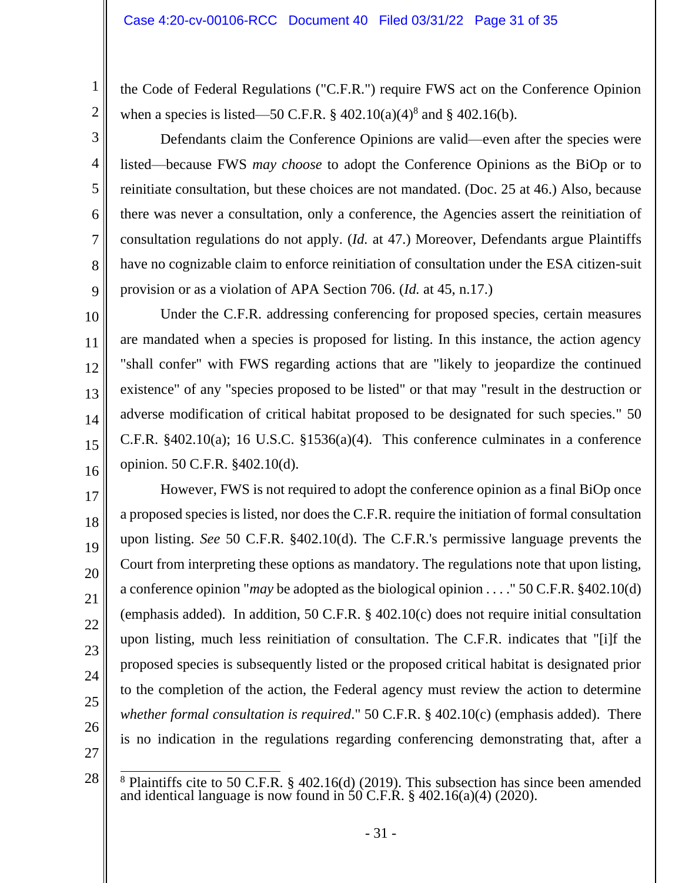the Code of Federal Regulations ("C.F.R.") require FWS act on the Conference Opinion when a species is listed—50 C.F.R. § 402.10(a)(4)[8] and § 402.16(b).

Defendants claim the Conference Opinions are valid—even after the species were listed—because FWS *may choose* to adopt the Conference Opinions as the BiOp or to reinitiate consultation, but these choices are not mandated. (Doc. 25 at 46.) Also, because there was never a consultation, only a conference, the Agencies assert the reinitiation of consultation regulations do not apply. (*Id.* at 47.) Moreover, Defendants argue Plaintiffs have no cognizable claim to enforce reinitiation of consultation under the ESA citizen-suit provision or as a violation of APA Section 706. (*Id.* at 45, n.17.)

Under the C.F.R. addressing conferencing for proposed species, certain measures are mandated when a species is proposed for listing. In this instance, the action agency "shall confer" with FWS regarding actions that are "likely to jeopardize the continued existence" of any "species proposed to be listed" or that may "result in the destruction or adverse modification of critical habitat proposed to be designated for such species." 50 C.F.R. §402.10(a); 16 U.S.C. §1536(a)(4). This conference culminates in a conference opinion. 50 C.F.R. §402.10(d).

However, FWS is not required to adopt the conference opinion as a final BiOp once a proposed species is listed, nor does the C.F.R. require the initiation of formal consultation upon listing. *See* 50 C.F.R. §402.10(d). The C.F.R.'s permissive language prevents the Court from interpreting these options as mandatory. The regulations note that upon listing, a conference opinion "*may* be adopted as the biological opinion . . . ." 50 C.F.R. §402.10(d) (emphasis added). In addition, 50 C.F.R. § 402.10(c) does not require initial consultation upon listing, much less reinitiation of consultation. The C.F.R. indicates that "[i]f the proposed species is subsequently listed or the proposed critical habitat is designated prior to the completion of the action, the Federal agency must review the action to determine *whether formal consultation is required*." 50 C.F.R. § 402.10(c) (emphasis added). There is no indication in the regulations regarding conferencing demonstrating that, after a

[8] Plaintiffs cite to 50 C.F.R. § 402.16(d) (2019). This subsection has since been amended and identical language is now found in 50 C.F.R. § 402.16(a)(4) (2020).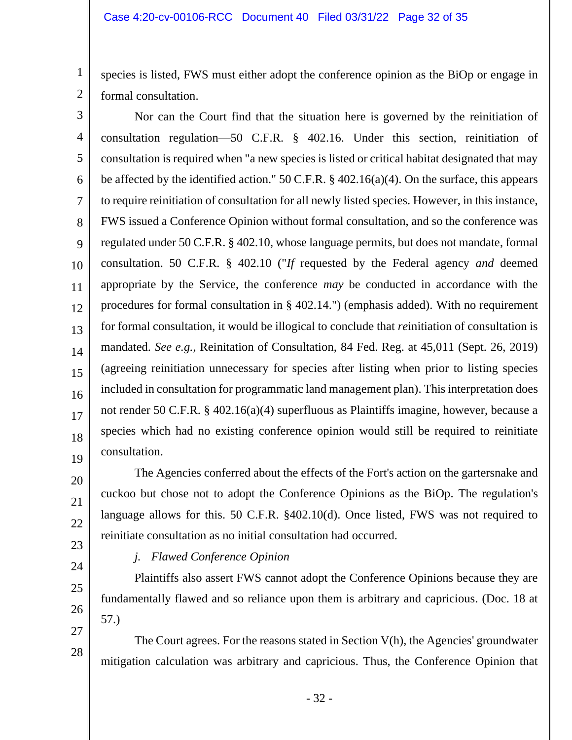species is listed, FWS must either adopt the conference opinion as the BiOp or engage in formal consultation.

Nor can the Court find that the situation here is governed by the reinitiation of consultation regulation—50 C.F.R. § 402.16. Under this section, reinitiation of consultation is required when "a new species is listed or critical habitat designated that may be affected by the identified action." 50 C.F.R. § 402.16(a)(4). On the surface, this appears to require reinitiation of consultation for all newly listed species. However, in this instance, FWS issued a Conference Opinion without formal consultation, and so the conference was regulated under 50 C.F.R. § 402.10, whose language permits, but does not mandate, formal consultation. 50 C.F.R. § 402.10 ("*If* requested by the Federal agency *and* deemed appropriate by the Service, the conference *may* be conducted in accordance with the procedures for formal consultation in § 402.14.") (emphasis added). With no requirement for formal consultation, it would be illogical to conclude that *re*initiation of consultation is mandated. *See e.g.*, Reinitation of Consultation, 84 Fed. Reg. at 45,011 (Sept. 26, 2019) (agreeing reinitiation unnecessary for species after listing when prior to listing species included in consultation for programmatic land management plan). This interpretation does not render 50 C.F.R. § 402.16(a)(4) superfluous as Plaintiffs imagine, however, because a species which had no existing conference opinion would still be required to reinitiate consultation.

The Agencies conferred about the effects of the Fort's action on the gartersnake and cuckoo but chose not to adopt the Conference Opinions as the BiOp. The regulation's language allows for this. 50 C.F.R. §402.10(d). Once listed, FWS was not required to reinitiate consultation as no initial consultation had occurred.

*j. Flawed Conference Opinion*

Plaintiffs also assert FWS cannot adopt the Conference Opinions because they are fundamentally flawed and so reliance upon them is arbitrary and capricious. (Doc. 18 at 57.)

The Court agrees. For the reasons stated in Section V(h), the Agencies' groundwater mitigation calculation was arbitrary and capricious. Thus, the Conference Opinion that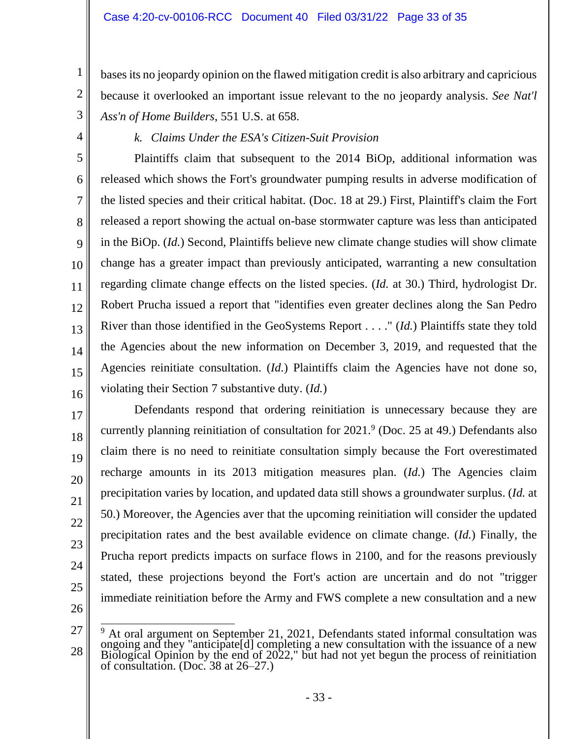bases its no jeopardy opinion on the flawed mitigation credit is also arbitrary and capricious because it overlooked an important issue relevant to the no jeopardy analysis. *See Nat'l Ass'n of Home Builders*, 551 U.S. at 658.

*k. Claims Under the ESA's Citizen-Suit Provision*

Plaintiffs claim that subsequent to the 2014 BiOp, additional information was released which shows the Fort's groundwater pumping results in adverse modification of the listed species and their critical habitat. (Doc. 18 at 29.) First, Plaintiff's claim the Fort released a report showing the actual on-base stormwater capture was less than anticipated in the BiOp. (*Id.*) Second, Plaintiffs believe new climate change studies will show climate change has a greater impact than previously anticipated, warranting a new consultation regarding climate change effects on the listed species. (*Id.* at 30.) Third, hydrologist Dr. Robert Prucha issued a report that "identifies even greater declines along the San Pedro River than those identified in the GeoSystems Report . . . ." (*Id.*) Plaintiffs state they told the Agencies about the new information on December 3, 2019, and requested that the Agencies reinitiate consultation. (*Id.*) Plaintiffs claim the Agencies have not done so, violating their Section 7 substantive duty. (*Id.*)

Defendants respond that ordering reinitiation is unnecessary because they are currently planning reinitiation of consultation for 2021.[9] (Doc. 25 at 49.) Defendants also claim there is no need to reinitiate consultation simply because the Fort overestimated recharge amounts in its 2013 mitigation measures plan. (*Id.*) The Agencies claim precipitation varies by location, and updated data still shows a groundwater surplus. (*Id.* at 50.) Moreover, the Agencies aver that the upcoming reinitiation will consider the updated precipitation rates and the best available evidence on climate change. (*Id.*) Finally, the Prucha report predicts impacts on surface flows in 2100, and for the reasons previously stated, these projections beyond the Fort's action are uncertain and do not "trigger immediate reinitiation before the Army and FWS complete a new consultation and a new

---

[9] At oral argument on September 21, 2021, Defendants stated informal consultation was ongoing and they "anticipate[d] completing a new consultation with the issuance of a new Biological Opinion by the end of 2022," but had not yet begun the process of reinitiation of consultation. (Doc. 38 at 26–27.)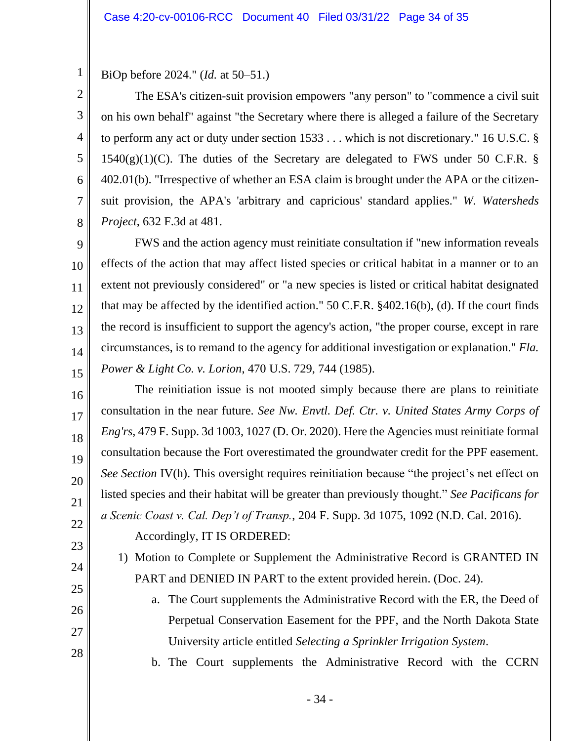BiOp before 2024." (*Id.* at 50–51.)

The ESA's citizen-suit provision empowers "any person" to "commence a civil suit on his own behalf" against "the Secretary where there is alleged a failure of the Secretary to perform any act or duty under section 1533 . . . which is not discretionary." 16 U.S.C. § 1540(g)(1)(C). The duties of the Secretary are delegated to FWS under 50 C.F.R. § 402.01(b). "Irrespective of whether an ESA claim is brought under the APA or the citizen-suit provision, the APA's 'arbitrary and capricious' standard applies." *W. Watersheds Project*, 632 F.3d at 481.

FWS and the action agency must reinitiate consultation if "new information reveals effects of the action that may affect listed species or critical habitat in a manner or to an extent not previously considered" or "a new species is listed or critical habitat designated that may be affected by the identified action." 50 C.F.R. §402.16(b), (d). If the court finds the record is insufficient to support the agency's action, "the proper course, except in rare circumstances, is to remand to the agency for additional investigation or explanation." *Fla. Power & Light Co. v. Lorion*, 470 U.S. 729, 744 (1985).

The reinitiation issue is not mooted simply because there are plans to reinitiate consultation in the near future. *See Nw. Envtl. Def. Ctr. v. United States Army Corps of Eng'rs*, 479 F. Supp. 3d 1003, 1027 (D. Or. 2020). Here the Agencies must reinitiate formal consultation because the Fort overestimated the groundwater credit for the PPF easement. *See Section* IV(h). This oversight requires reinitiation because "the project's net effect on listed species and their habitat will be greater than previously thought." *See Pacificans for a Scenic Coast v. Cal. Dep't of Transp.*, 204 F. Supp. 3d 1075, 1092 (N.D. Cal. 2016).

Accordingly, IT IS ORDERED:

1) Motion to Complete or Supplement the Administrative Record is GRANTED IN PART and DENIED IN PART to the extent provided herein. (Doc. 24).
    a. The Court supplements the Administrative Record with the ER, the Deed of Perpetual Conservation Easement for the PPF, and the North Dakota State University article entitled *Selecting a Sprinkler Irrigation System*.
    b. The Court supplements the Administrative Record with the CCRN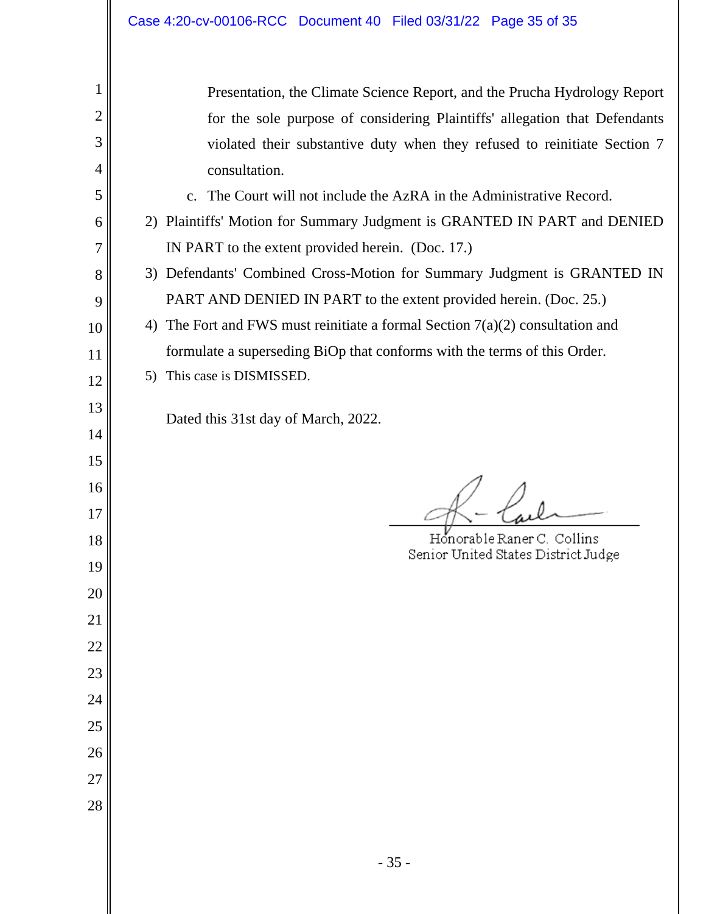Presentation, the Climate Science Report, and the Prucha Hydrology Report for the sole purpose of considering Plaintiffs' allegation that Defendants violated their substantive duty when they refused to reinitiate Section 7 consultation.

c. The Court will not include the AzRA in the Administrative Record.

2) Plaintiffs' Motion for Summary Judgment is GRANTED IN PART and DENIED IN PART to the extent provided herein. (Doc. 17.)

3) Defendants' Combined Cross-Motion for Summary Judgment is GRANTED IN PART AND DENIED IN PART to the extent provided herein. (Doc. 25.)

4) The Fort and FWS must reinitiate a formal Section 7(a)(2) consultation and formulate a superseding BiOp that conforms with the terms of this Order.

5) This case is DISMISSED.

Dated this 31st day of March, 2022.

Honorable Raner C. Collins
Senior United States District Judge